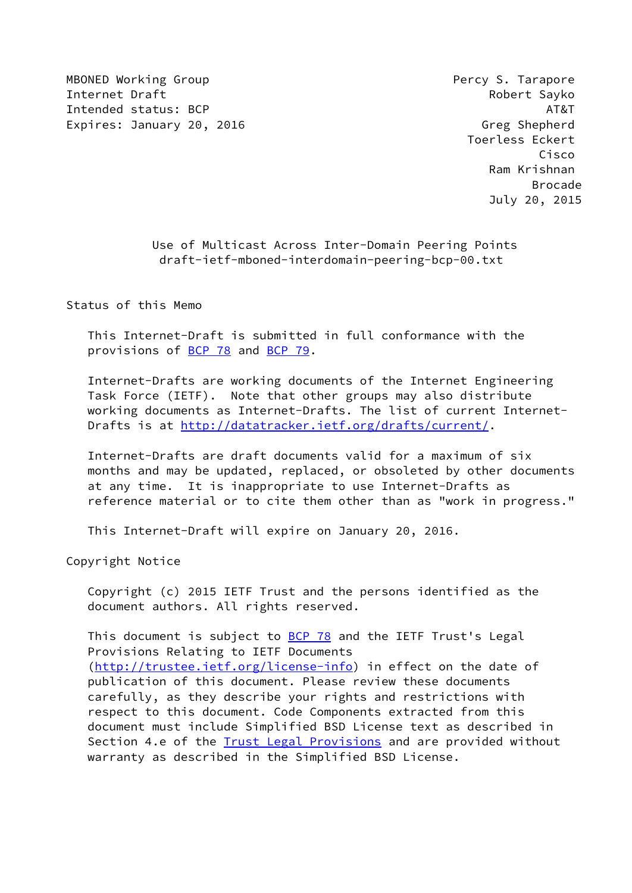MBONED Working Group
Internet Draft
Intended status: BCP
Expires: January 20, 2016

Percy S. Tarapore
Robert Sayko
AT&T
Greg Shepherd
Toerless Eckert
Cisco
Ram Krishnan
Brocade
July 20, 2015

# Use of Multicast Across Inter-Domain Peering Points
draft-ietf-mboned-interdomain-peering-bcp-00.txt

## Status of this Memo

This Internet-Draft is submitted in full conformance with the provisions of BCP 78 and BCP 79.

Internet-Drafts are working documents of the Internet Engineering Task Force (IETF). Note that other groups may also distribute working documents as Internet-Drafts. The list of current Internet-Drafts is at http://datatracker.ietf.org/drafts/current/.

Internet-Drafts are draft documents valid for a maximum of six months and may be updated, replaced, or obsoleted by other documents at any time. It is inappropriate to use Internet-Drafts as reference material or to cite them other than as "work in progress."

This Internet-Draft will expire on January 20, 2016.

## Copyright Notice

Copyright (c) 2015 IETF Trust and the persons identified as the document authors. All rights reserved.

This document is subject to BCP 78 and the IETF Trust's Legal Provisions Relating to IETF Documents (http://trustee.ietf.org/license-info) in effect on the date of publication of this document. Please review these documents carefully, as they describe your rights and restrictions with respect to this document. Code Components extracted from this document must include Simplified BSD License text as described in Section 4.e of the Trust Legal Provisions and are provided without warranty as described in the Simplified BSD License.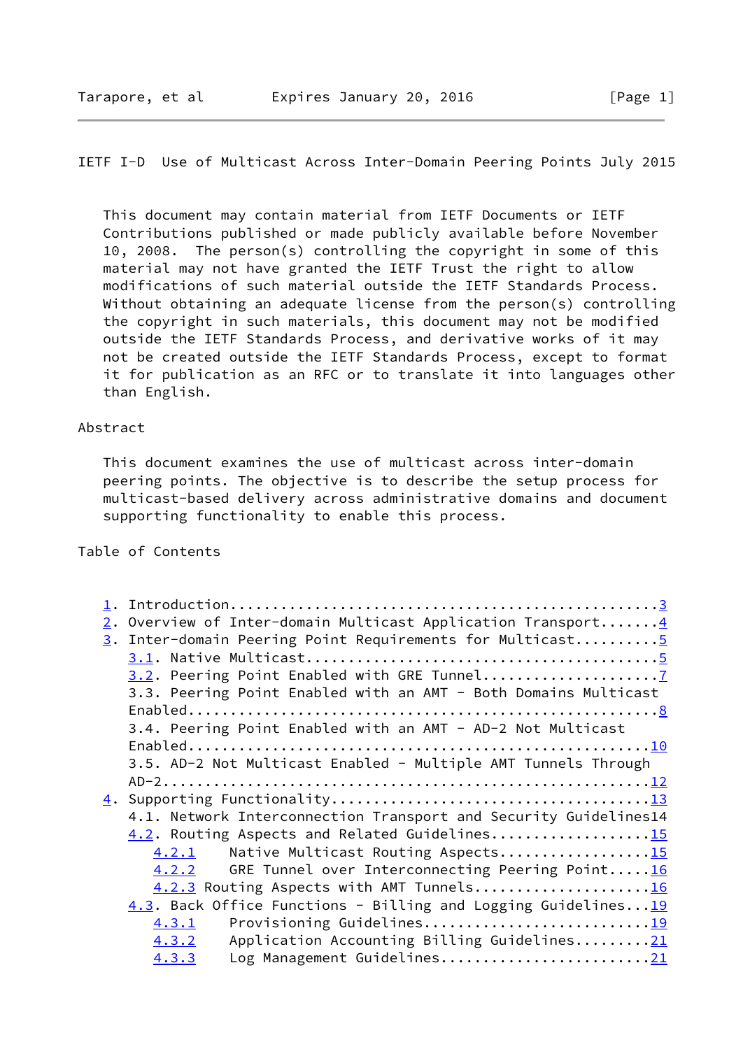This document may contain material from IETF Documents or IETF Contributions published or made publicly available before November 10, 2008. The person(s) controlling the copyright in some of this material may not have granted the IETF Trust the right to allow modifications of such material outside the IETF Standards Process. Without obtaining an adequate license from the person(s) controlling the copyright in such materials, this document may not be modified outside the IETF Standards Process, and derivative works of it may not be created outside the IETF Standards Process, except to format it for publication as an RFC or to translate it into languages other than English.

## Abstract

This document examines the use of multicast across inter-domain peering points. The objective is to describe the setup process for multicast-based delivery across administrative domains and document supporting functionality to enable this process.

## Table of Contents

```
1. Introduction.................................................3
2. Overview of Inter-domain Multicast Application Transport.......4
3. Inter-domain Peering Point Requirements for Multicast..........5
   3.1. Native Multicast.........................................5
   3.2. Peering Point Enabled with GRE Tunnel.....................7
   3.3. Peering Point Enabled with an AMT - Both Domains Multicast
   Enabled.......................................................8
   3.4. Peering Point Enabled with an AMT - AD-2 Not Multicast
   Enabled......................................................10
   3.5. AD-2 Not Multicast Enabled - Multiple AMT Tunnels Through
   AD-2.........................................................12
4. Supporting Functionality.....................................13
   4.1. Network Interconnection Transport and Security Guidelines14
   4.2. Routing Aspects and Related Guidelines...................15
      4.2.1    Native Multicast Routing Aspects..................15
      4.2.2    GRE Tunnel over Interconnecting Peering Point.....16
      4.2.3 Routing Aspects with AMT Tunnels.....................16
   4.3. Back Office Functions - Billing and Logging Guidelines...19
      4.3.1    Provisioning Guidelines...........................19
      4.3.2    Application Accounting Billing Guidelines.........21
      4.3.3    Log Management Guidelines.........................21
```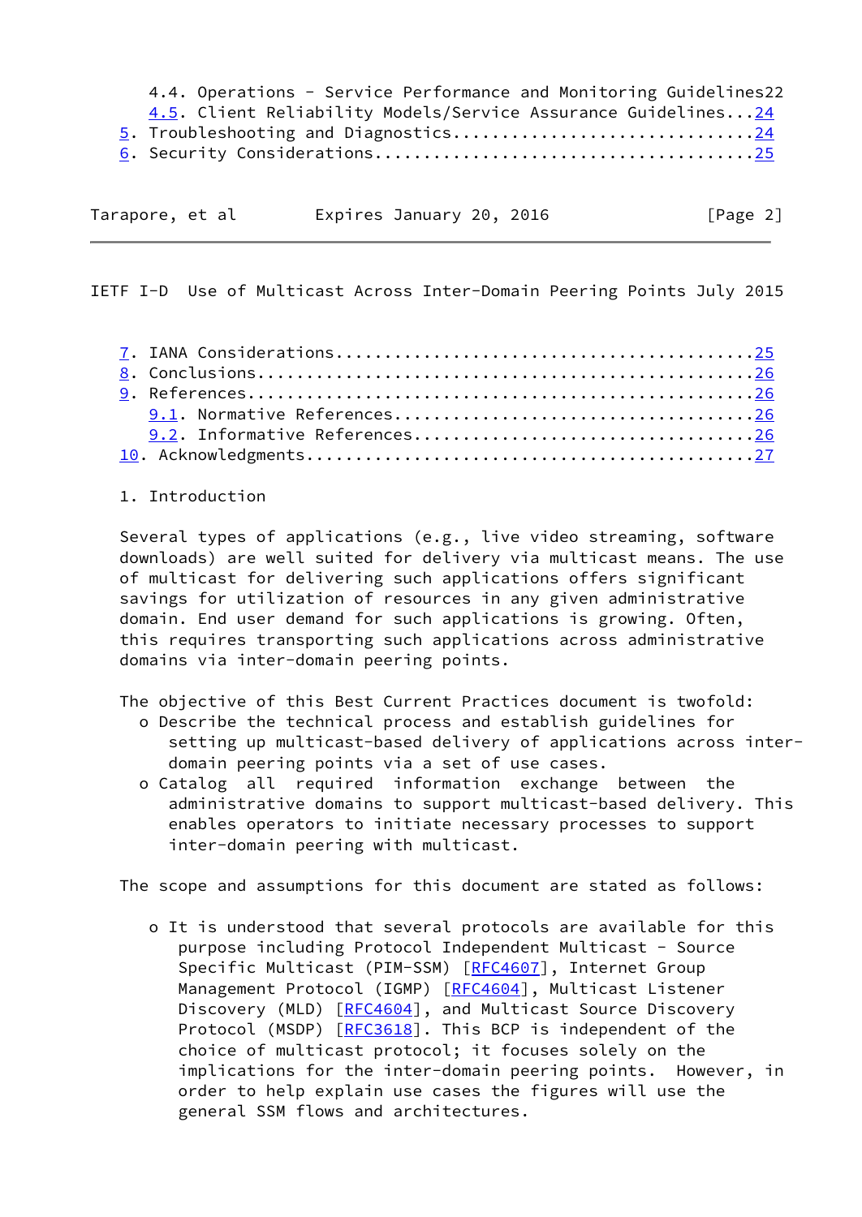4.4. Operations - Service Performance and Monitoring Guidelines22
4.5. Client Reliability Models/Service Assurance Guidelines...24
5. Troubleshooting and Diagnostics..............................24
6. Security Considerations.....................................25
7. IANA Considerations.........................................25
8. Conclusions.................................................26
9. References..................................................26
9.1. Normative References....................................26
9.2. Informative References..................................26
10. Acknowledgments............................................27

# 1. Introduction

Several types of applications (e.g., live video streaming, software downloads) are well suited for delivery via multicast means. The use of multicast for delivering such applications offers significant savings for utilization of resources in any given administrative domain. End user demand for such applications is growing. Often, this requires transporting such applications across administrative domains via inter-domain peering points.

The objective of this Best Current Practices document is twofold:

- Describe the technical process and establish guidelines for setting up multicast-based delivery of applications across inter-domain peering points via a set of use cases.
- Catalog all required information exchange between the administrative domains to support multicast-based delivery. This enables operators to initiate necessary processes to support inter-domain peering with multicast.

The scope and assumptions for this document are stated as follows:

- It is understood that several protocols are available for this purpose including Protocol Independent Multicast - Source Specific Multicast (PIM-SSM) [RFC4607], Internet Group Management Protocol (IGMP) [RFC4604], Multicast Listener Discovery (MLD) [RFC4604], and Multicast Source Discovery Protocol (MSDP) [RFC3618]. This BCP is independent of the choice of multicast protocol; it focuses solely on the implications for the inter-domain peering points. However, in order to help explain use cases the figures will use the general SSM flows and architectures.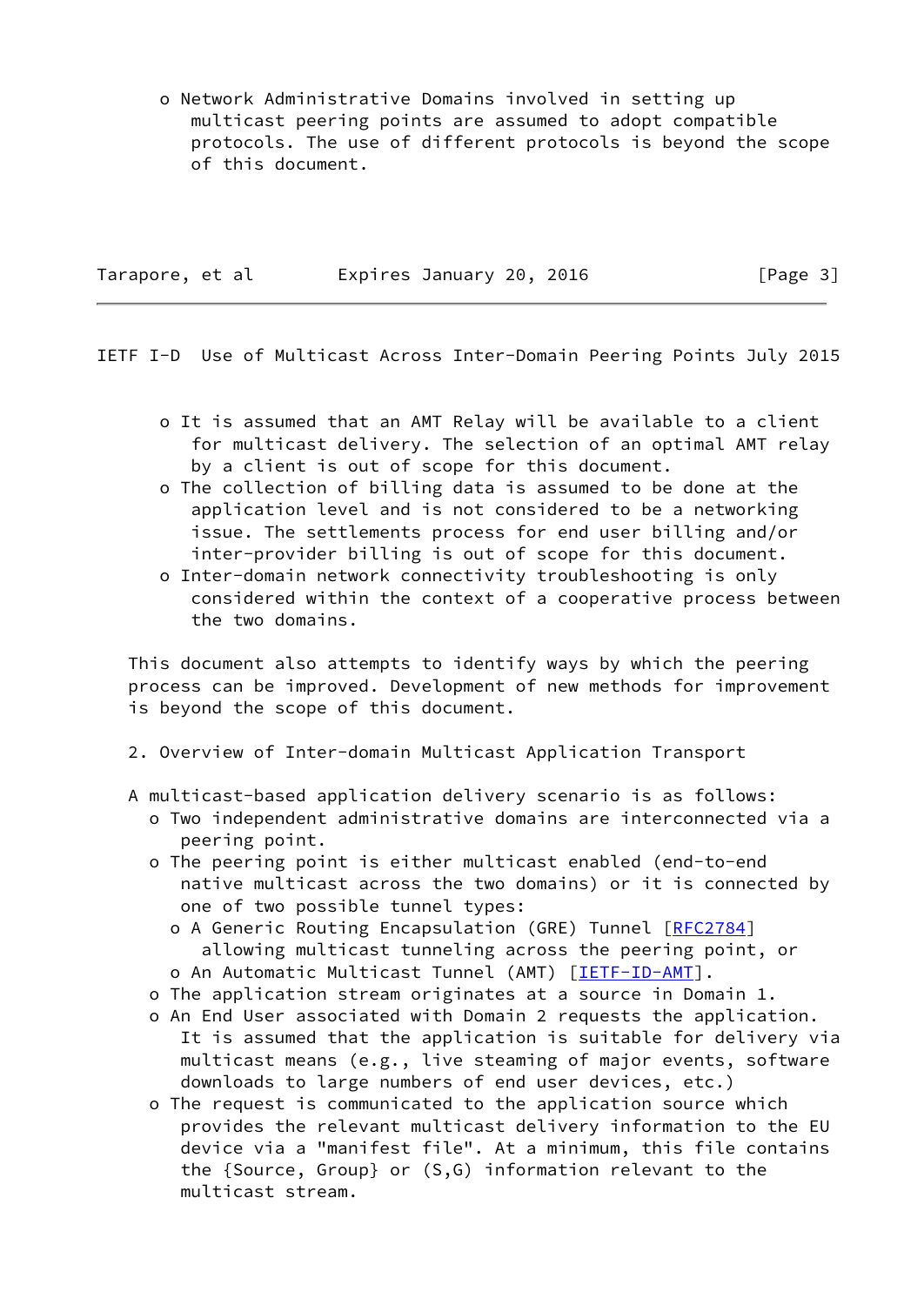- Network Administrative Domains involved in setting up multicast peering points are assumed to adopt compatible protocols. The use of different protocols is beyond the scope of this document.

- It is assumed that an AMT Relay will be available to a client for multicast delivery. The selection of an optimal AMT relay by a client is out of scope for this document.
- The collection of billing data is assumed to be done at the application level and is not considered to be a networking issue. The settlements process for end user billing and/or inter-provider billing is out of scope for this document.
- Inter-domain network connectivity troubleshooting is only considered within the context of a cooperative process between the two domains.

This document also attempts to identify ways by which the peering process can be improved. Development of new methods for improvement is beyond the scope of this document.

## 2. Overview of Inter-domain Multicast Application Transport

A multicast-based application delivery scenario is as follows:

- Two independent administrative domains are interconnected via a peering point.
- The peering point is either multicast enabled (end-to-end native multicast across the two domains) or it is connected by one of two possible tunnel types:
  - A Generic Routing Encapsulation (GRE) Tunnel [RFC2784] allowing multicast tunneling across the peering point, or
  - An Automatic Multicast Tunnel (AMT) [IETF-ID-AMT].
- The application stream originates at a source in Domain 1.
- An End User associated with Domain 2 requests the application. It is assumed that the application is suitable for delivery via multicast means (e.g., live steaming of major events, software downloads to large numbers of end user devices, etc.)
- The request is communicated to the application source which provides the relevant multicast delivery information to the EU device via a "manifest file". At a minimum, this file contains the {Source, Group} or (S,G) information relevant to the multicast stream.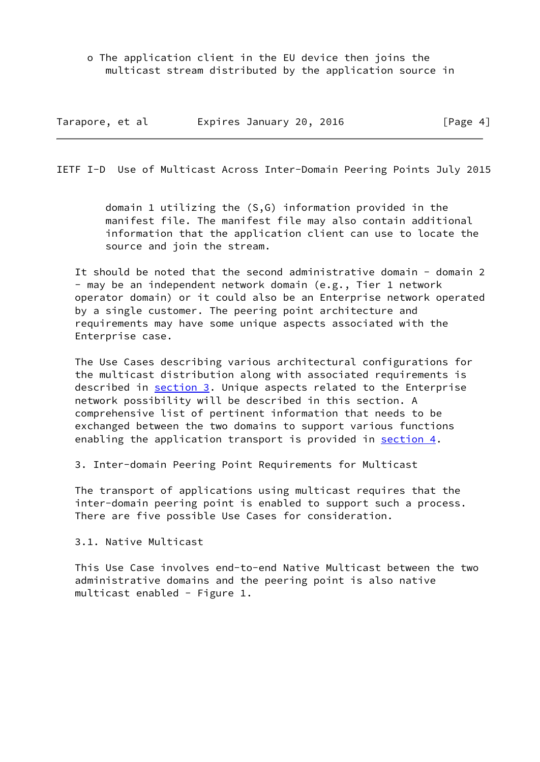- The application client in the EU device then joins the multicast stream distributed by the application source in domain 1 utilizing the (S,G) information provided in the manifest file. The manifest file may also contain additional information that the application client can use to locate the source and join the stream.

It should be noted that the second administrative domain - domain 2 - may be an independent network domain (e.g., Tier 1 network operator domain) or it could also be an Enterprise network operated by a single customer. The peering point architecture and requirements may have some unique aspects associated with the Enterprise case.

The Use Cases describing various architectural configurations for the multicast distribution along with associated requirements is described in section 3. Unique aspects related to the Enterprise network possibility will be described in this section. A comprehensive list of pertinent information that needs to be exchanged between the two domains to support various functions enabling the application transport is provided in section 4.

## 3. Inter-domain Peering Point Requirements for Multicast

The transport of applications using multicast requires that the inter-domain peering point is enabled to support such a process. There are five possible Use Cases for consideration.

### 3.1. Native Multicast

This Use Case involves end-to-end Native Multicast between the two administrative domains and the peering point is also native multicast enabled - Figure 1.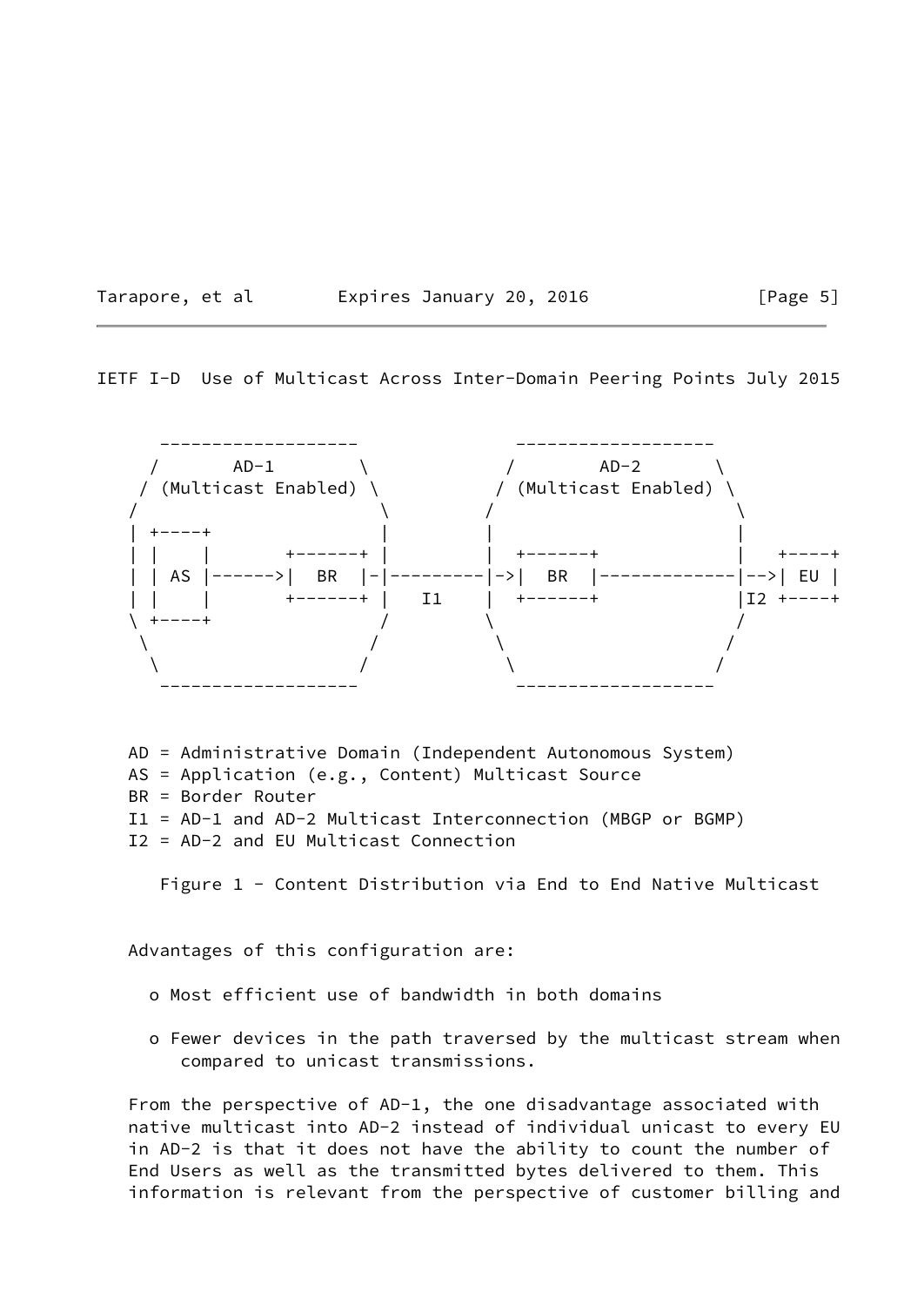```
       -------------------           -------------------
      /       AD-1        \         /        AD-2       \
     / (Multicast Enabled) \       / (Multicast Enabled) \
    /                       \     /                       \
    | +----+                |     |                       |
    | |    |       +------+ |     |  +------+             |   +----+
    | | AS |------>|  BR  |-|-----|->|  BR  |-------------|-->| EU |
    | |    |       +------+ |  I1 |  +------+             |I2 +----+
    \ +----+                /     \                       /
     \                     /       \                     /
      \                   /         \                   /
       -------------------           -------------------
```

AD = Administrative Domain (Independent Autonomous System)
AS = Application (e.g., Content) Multicast Source
BR = Border Router
I1 = AD-1 and AD-2 Multicast Interconnection (MBGP or BGMP)
I2 = AD-2 and EU Multicast Connection

Figure 1 - Content Distribution via End to End Native Multicast

Advantages of this configuration are:

- Most efficient use of bandwidth in both domains
- Fewer devices in the path traversed by the multicast stream when compared to unicast transmissions.

From the perspective of AD-1, the one disadvantage associated with native multicast into AD-2 instead of individual unicast to every EU in AD-2 is that it does not have the ability to count the number of End Users as well as the transmitted bytes delivered to them. This information is relevant from the perspective of customer billing and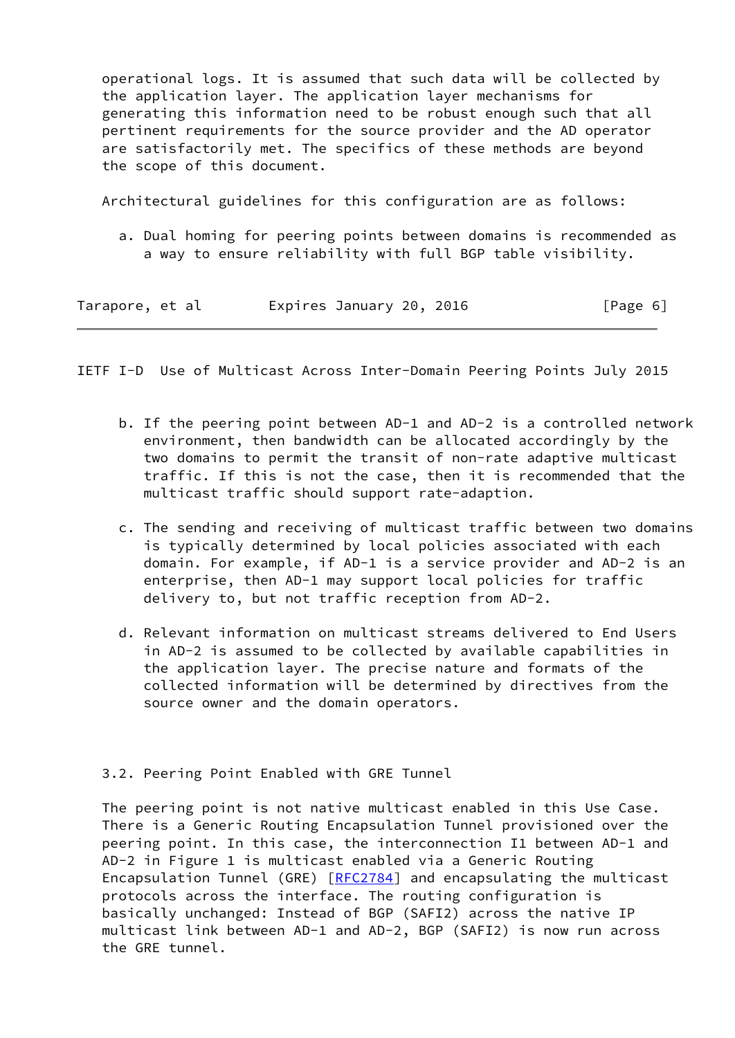operational logs. It is assumed that such data will be collected by the application layer. The application layer mechanisms for generating this information need to be robust enough such that all pertinent requirements for the source provider and the AD operator are satisfactorily met. The specifics of these methods are beyond the scope of this document.

Architectural guidelines for this configuration are as follows:

a. Dual homing for peering points between domains is recommended as a way to ensure reliability with full BGP table visibility.

b. If the peering point between AD-1 and AD-2 is a controlled network environment, then bandwidth can be allocated accordingly by the two domains to permit the transit of non-rate adaptive multicast traffic. If this is not the case, then it is recommended that the multicast traffic should support rate-adaption.

c. The sending and receiving of multicast traffic between two domains is typically determined by local policies associated with each domain. For example, if AD-1 is a service provider and AD-2 is an enterprise, then AD-1 may support local policies for traffic delivery to, but not traffic reception from AD-2.

d. Relevant information on multicast streams delivered to End Users in AD-2 is assumed to be collected by available capabilities in the application layer. The precise nature and formats of the collected information will be determined by directives from the source owner and the domain operators.

## 3.2. Peering Point Enabled with GRE Tunnel

The peering point is not native multicast enabled in this Use Case. There is a Generic Routing Encapsulation Tunnel provisioned over the peering point. In this case, the interconnection I1 between AD-1 and AD-2 in Figure 1 is multicast enabled via a Generic Routing Encapsulation Tunnel (GRE) [RFC2784] and encapsulating the multicast protocols across the interface. The routing configuration is basically unchanged: Instead of BGP (SAFI2) across the native IP multicast link between AD-1 and AD-2, BGP (SAFI2) is now run across the GRE tunnel.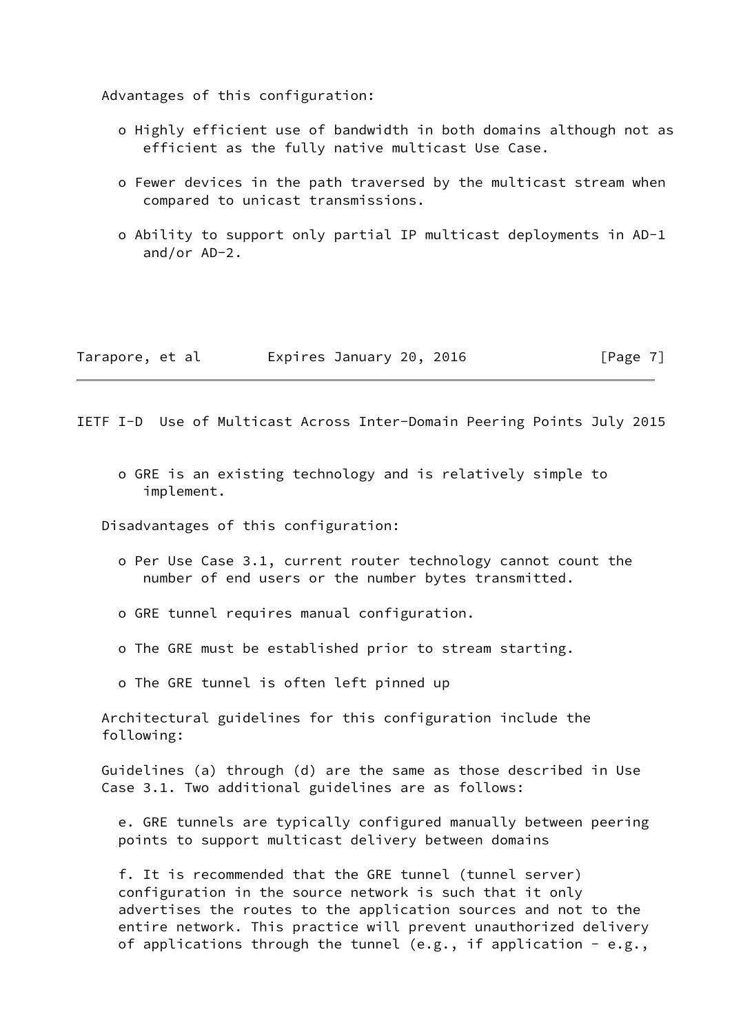Advantages of this configuration:

- Highly efficient use of bandwidth in both domains although not as efficient as the fully native multicast Use Case.
- Fewer devices in the path traversed by the multicast stream when compared to unicast transmissions.
- Ability to support only partial IP multicast deployments in AD-1 and/or AD-2.
- GRE is an existing technology and is relatively simple to implement.

Disadvantages of this configuration:

- Per Use Case 3.1, current router technology cannot count the number of end users or the number bytes transmitted.
- GRE tunnel requires manual configuration.
- The GRE must be established prior to stream starting.
- The GRE tunnel is often left pinned up

Architectural guidelines for this configuration include the following:

Guidelines (a) through (d) are the same as those described in Use Case 3.1. Two additional guidelines are as follows:

e. GRE tunnels are typically configured manually between peering points to support multicast delivery between domains

f. It is recommended that the GRE tunnel (tunnel server) configuration in the source network is such that it only advertises the routes to the application sources and not to the entire network. This practice will prevent unauthorized delivery of applications through the tunnel (e.g., if application - e.g.,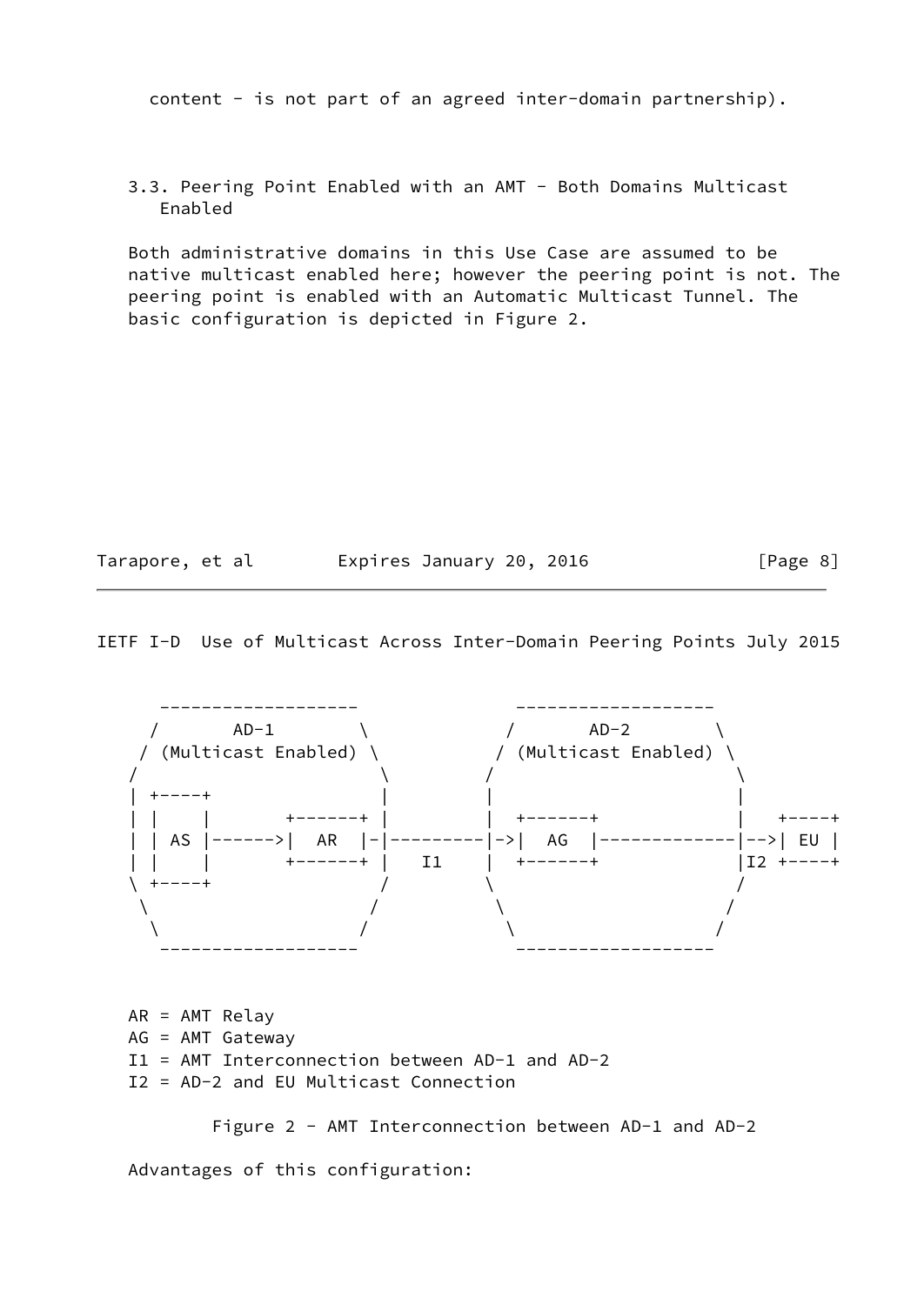content - is not part of an agreed inter-domain partnership).

### 3.3. Peering Point Enabled with an AMT - Both Domains Multicast Enabled

Both administrative domains in this Use Case are assumed to be native multicast enabled here; however the peering point is not. The peering point is enabled with an Automatic Multicast Tunnel. The basic configuration is depicted in Figure 2.

```
      -------------------             -------------------
     /       AD-1        \           /       AD-2        \
    / (Multicast Enabled) \         / (Multicast Enabled) \
   /                       \       /                       \
   | +----+                |       |                       |
   | |    |       +------+ |       |  +------+             |   +----+
   | | AS |------>|  AR  |-|---------|->|  AG  |-------------|-->| EU |
   | |    |       +------+ |   I1  |  +------+             |I2 +----+
   \ +----+                /       \                       /
    \                     /         \                     /
     \                   /           \                   /
      -------------------             -------------------
```

AR = AMT Relay
AG = AMT Gateway
I1 = AMT Interconnection between AD-1 and AD-2
I2 = AD-2 and EU Multicast Connection

Figure 2 - AMT Interconnection between AD-1 and AD-2

Advantages of this configuration: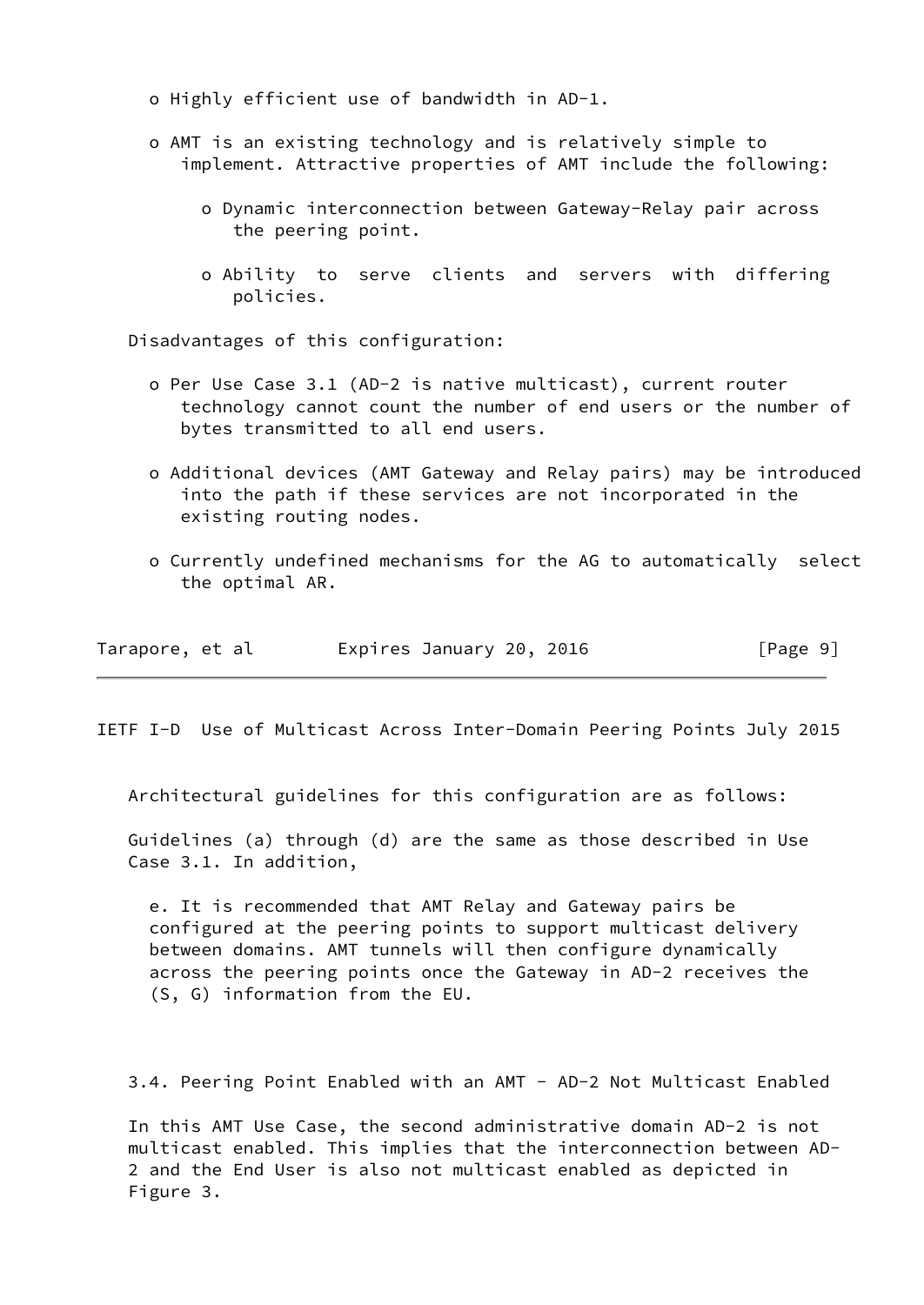- Highly efficient use of bandwidth in AD-1.

- AMT is an existing technology and is relatively simple to implement. Attractive properties of AMT include the following:

  - Dynamic interconnection between Gateway-Relay pair across the peering point.

  - Ability to serve clients and servers with differing policies.

Disadvantages of this configuration:

- Per Use Case 3.1 (AD-2 is native multicast), current router technology cannot count the number of end users or the number of bytes transmitted to all end users.

- Additional devices (AMT Gateway and Relay pairs) may be introduced into the path if these services are not incorporated in the existing routing nodes.

- Currently undefined mechanisms for the AG to automatically select the optimal AR.

Architectural guidelines for this configuration are as follows:

Guidelines (a) through (d) are the same as those described in Use Case 3.1. In addition,

e. It is recommended that AMT Relay and Gateway pairs be configured at the peering points to support multicast delivery between domains. AMT tunnels will then configure dynamically across the peering points once the Gateway in AD-2 receives the (S, G) information from the EU.

### 3.4. Peering Point Enabled with an AMT - AD-2 Not Multicast Enabled

In this AMT Use Case, the second administrative domain AD-2 is not multicast enabled. This implies that the interconnection between AD-2 and the End User is also not multicast enabled as depicted in Figure 3.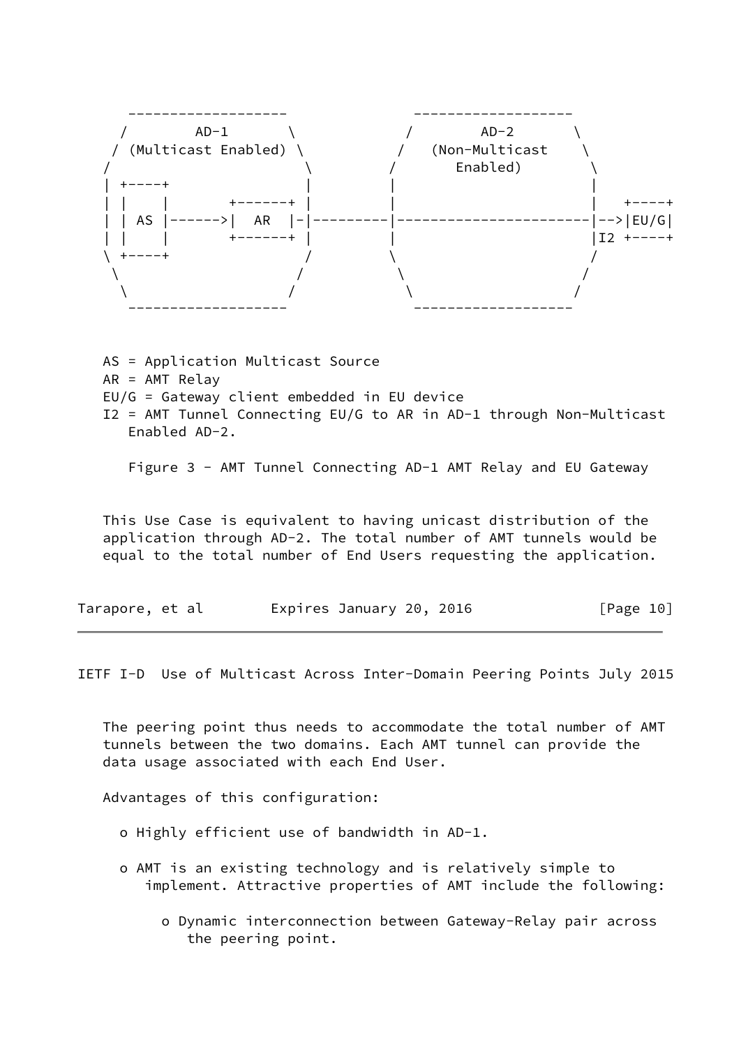```
       -------------------               -------------------
      /        AD-1       \             /        AD-2       \
     / (Multicast Enabled) \           /   (Non-Multicast    \
    /                       \         /       Enabled)        \
    | +----+                |         |                       |
    | |    |       +------+ |         |                       |   +----+
    | | AS |------>|  AR  |-|---------|-----------------------|-->|EU/G|
    | |    |       +------+ |         |                       |I2 +----+
    \ +----+                /         \                       /
     \                     /           \                     /
      \                   /             \                   /
       -------------------               -------------------
```

AS = Application Multicast Source
AR = AMT Relay
EU/G = Gateway client embedded in EU device
I2 = AMT Tunnel Connecting EU/G to AR in AD-1 through Non-Multicast Enabled AD-2.

Figure 3 - AMT Tunnel Connecting AD-1 AMT Relay and EU Gateway

This Use Case is equivalent to having unicast distribution of the application through AD-2. The total number of AMT tunnels would be equal to the total number of End Users requesting the application.

The peering point thus needs to accommodate the total number of AMT tunnels between the two domains. Each AMT tunnel can provide the data usage associated with each End User.

Advantages of this configuration:

- Highly efficient use of bandwidth in AD-1.
- AMT is an existing technology and is relatively simple to implement. Attractive properties of AMT include the following:
  - Dynamic interconnection between Gateway-Relay pair across the peering point.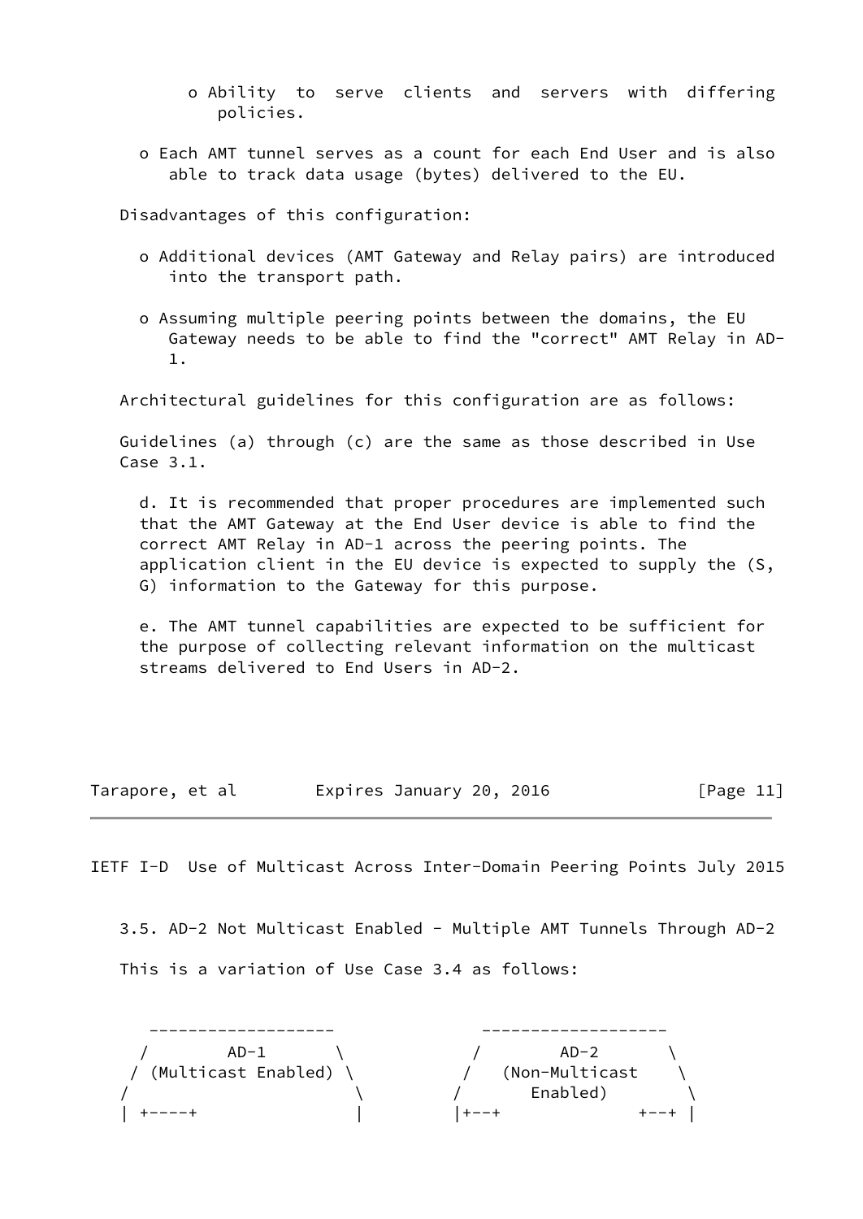- o Ability to serve clients and servers with differing policies.

- o Each AMT tunnel serves as a count for each End User and is also able to track data usage (bytes) delivered to the EU.

Disadvantages of this configuration:

- o Additional devices (AMT Gateway and Relay pairs) are introduced into the transport path.

- o Assuming multiple peering points between the domains, the EU Gateway needs to be able to find the "correct" AMT Relay in AD-1.

Architectural guidelines for this configuration are as follows:

Guidelines (a) through (c) are the same as those described in Use Case 3.1.

d. It is recommended that proper procedures are implemented such that the AMT Gateway at the End User device is able to find the correct AMT Relay in AD-1 across the peering points. The application client in the EU device is expected to supply the (S, G) information to the Gateway for this purpose.

e. The AMT tunnel capabilities are expected to be sufficient for the purpose of collecting relevant information on the multicast streams delivered to End Users in AD-2.

### 3.5. AD-2 Not Multicast Enabled - Multiple AMT Tunnels Through AD-2

This is a variation of Use Case 3.4 as follows:

```
    -------------------           -------------------
   /        AD-1       \         /        AD-2       \
  / (Multicast Enabled) \       /   (Non-Multicast    \
 /                       \     /       Enabled)        \
 | +----+                 |    |+--+              +--+ |
```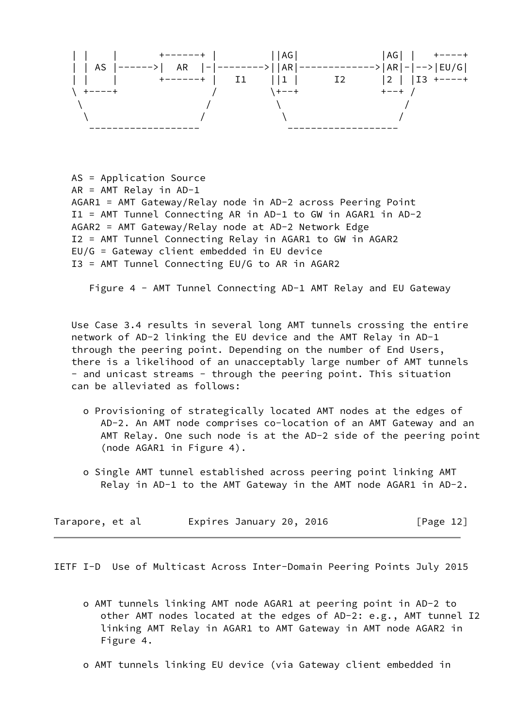```
   | |    |        +------+ |          ||AG|              |AG| |   +----+
   | | AS |------>|  AR  |-|-------->||AR|------------->|AR|-|-->|EU/G|
   | |    |        +------+ |   I1     ||1 |      I2     |2 | |I3 +----+
   \ +----+                /          \+--+             +--+ /
    \                     /            \                    /
     \                   /              \                  /
      -------------------                -------------------
```

AS = Application Source
AR = AMT Relay in AD-1
AGAR1 = AMT Gateway/Relay node in AD-2 across Peering Point
I1 = AMT Tunnel Connecting AR in AD-1 to GW in AGAR1 in AD-2
AGAR2 = AMT Gateway/Relay node at AD-2 Network Edge
I2 = AMT Tunnel Connecting Relay in AGAR1 to GW in AGAR2
EU/G = Gateway client embedded in EU device
I3 = AMT Tunnel Connecting EU/G to AR in AGAR2

Figure 4 - AMT Tunnel Connecting AD-1 AMT Relay and EU Gateway

Use Case 3.4 results in several long AMT tunnels crossing the entire network of AD-2 linking the EU device and the AMT Relay in AD-1 through the peering point. Depending on the number of End Users, there is a likelihood of an unacceptably large number of AMT tunnels - and unicast streams - through the peering point. This situation can be alleviated as follows:

- o Provisioning of strategically located AMT nodes at the edges of AD-2. An AMT node comprises co-location of an AMT Gateway and an AMT Relay. One such node is at the AD-2 side of the peering point (node AGAR1 in Figure 4).

- o Single AMT tunnel established across peering point linking AMT Relay in AD-1 to the AMT Gateway in the AMT node AGAR1 in AD-2.

- o AMT tunnels linking AMT node AGAR1 at peering point in AD-2 to other AMT nodes located at the edges of AD-2: e.g., AMT tunnel I2 linking AMT Relay in AGAR1 to AMT Gateway in AMT node AGAR2 in Figure 4.

- o AMT tunnels linking EU device (via Gateway client embedded in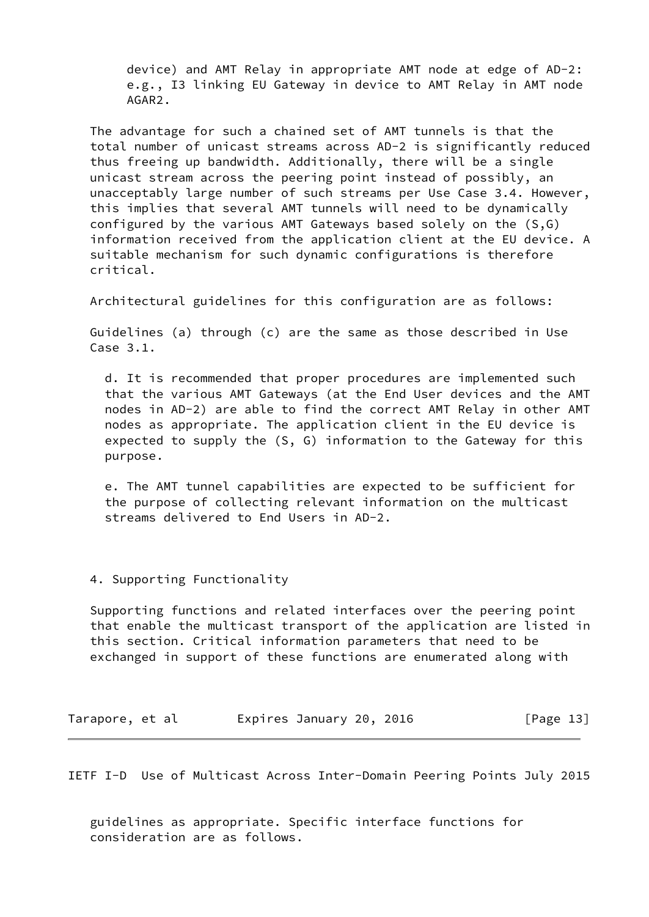device) and AMT Relay in appropriate AMT node at edge of AD-2: e.g., I3 linking EU Gateway in device to AMT Relay in AMT node AGAR2.

The advantage for such a chained set of AMT tunnels is that the total number of unicast streams across AD-2 is significantly reduced thus freeing up bandwidth. Additionally, there will be a single unicast stream across the peering point instead of possibly, an unacceptably large number of such streams per Use Case 3.4. However, this implies that several AMT tunnels will need to be dynamically configured by the various AMT Gateways based solely on the (S,G) information received from the application client at the EU device. A suitable mechanism for such dynamic configurations is therefore critical.

Architectural guidelines for this configuration are as follows:

Guidelines (a) through (c) are the same as those described in Use Case 3.1.

d. It is recommended that proper procedures are implemented such that the various AMT Gateways (at the End User devices and the AMT nodes in AD-2) are able to find the correct AMT Relay in other AMT nodes as appropriate. The application client in the EU device is expected to supply the (S, G) information to the Gateway for this purpose.

e. The AMT tunnel capabilities are expected to be sufficient for the purpose of collecting relevant information on the multicast streams delivered to End Users in AD-2.

## 4. Supporting Functionality

Supporting functions and related interfaces over the peering point that enable the multicast transport of the application are listed in this section. Critical information parameters that need to be exchanged in support of these functions are enumerated along with guidelines as appropriate. Specific interface functions for consideration are as follows.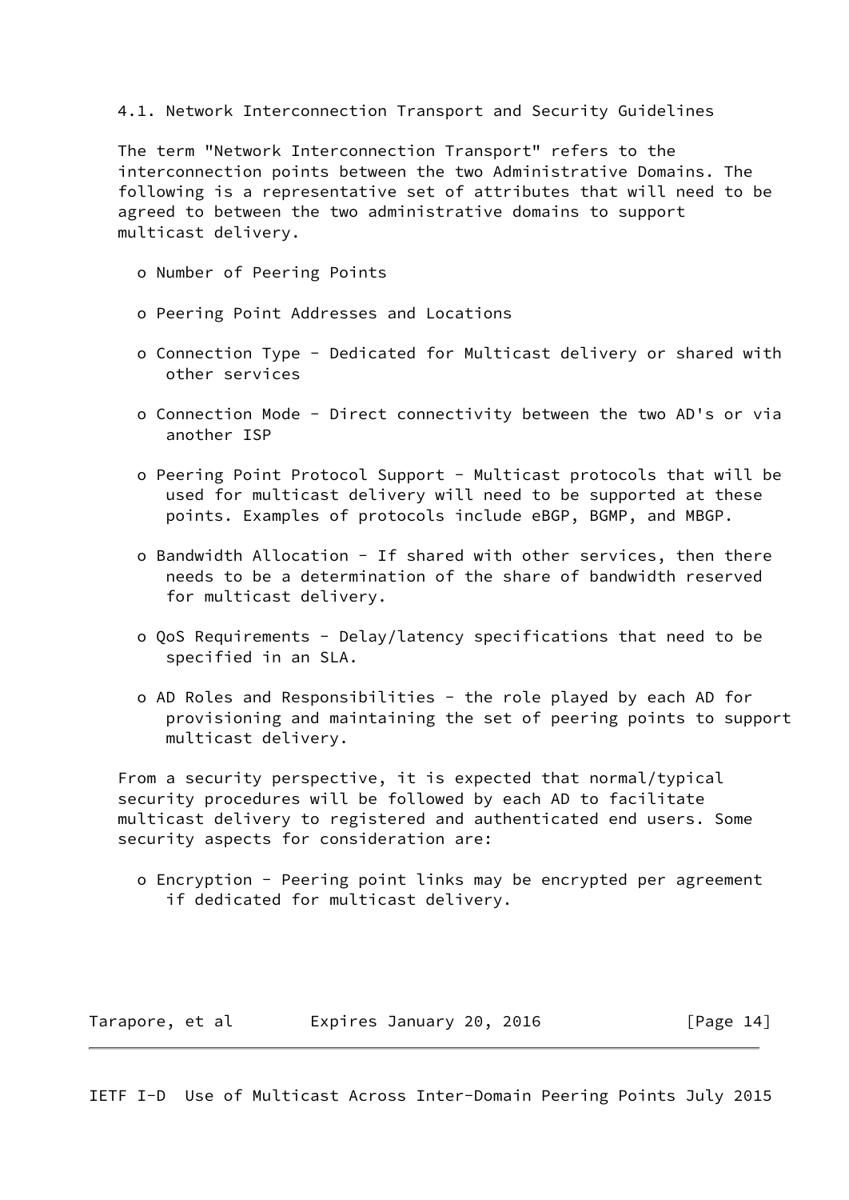### 4.1. Network Interconnection Transport and Security Guidelines

The term "Network Interconnection Transport" refers to the interconnection points between the two Administrative Domains. The following is a representative set of attributes that will need to be agreed to between the two administrative domains to support multicast delivery.

- Number of Peering Points
- Peering Point Addresses and Locations
- Connection Type - Dedicated for Multicast delivery or shared with other services
- Connection Mode - Direct connectivity between the two AD's or via another ISP
- Peering Point Protocol Support - Multicast protocols that will be used for multicast delivery will need to be supported at these points. Examples of protocols include eBGP, BGMP, and MBGP.
- Bandwidth Allocation - If shared with other services, then there needs to be a determination of the share of bandwidth reserved for multicast delivery.
- QoS Requirements - Delay/latency specifications that need to be specified in an SLA.
- AD Roles and Responsibilities - the role played by each AD for provisioning and maintaining the set of peering points to support multicast delivery.

From a security perspective, it is expected that normal/typical security procedures will be followed by each AD to facilitate multicast delivery to registered and authenticated end users. Some security aspects for consideration are:

- Encryption - Peering point links may be encrypted per agreement if dedicated for multicast delivery.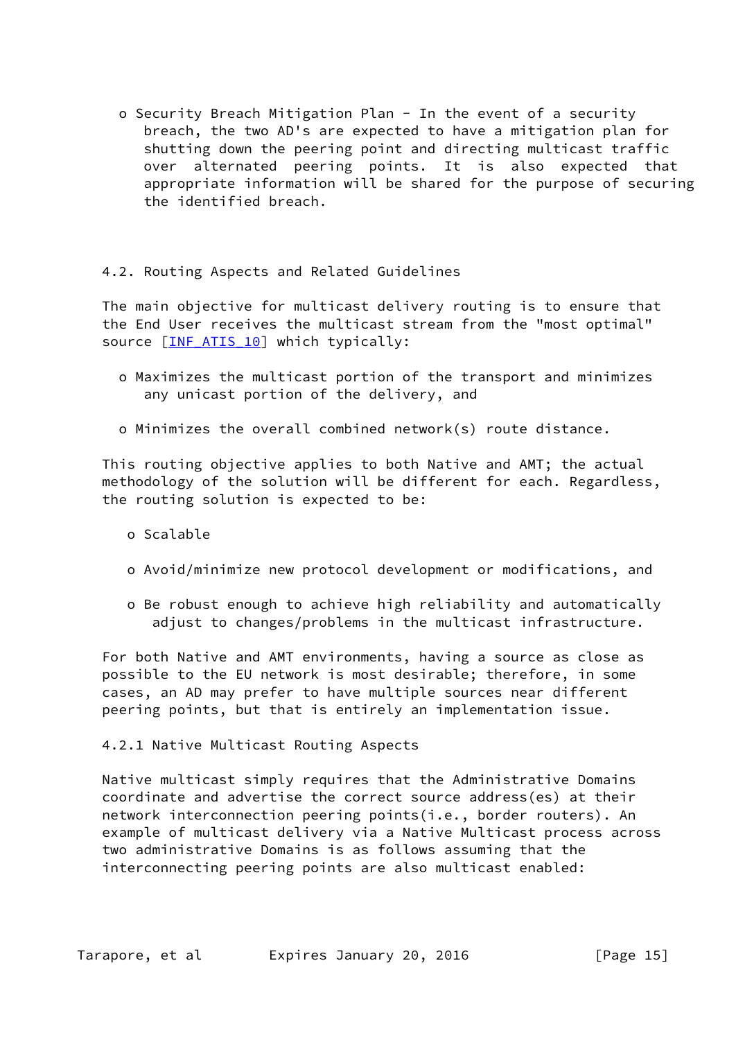- Security Breach Mitigation Plan - In the event of a security breach, the two AD's are expected to have a mitigation plan for shutting down the peering point and directing multicast traffic over alternated peering points. It is also expected that appropriate information will be shared for the purpose of securing the identified breach.

### 4.2. Routing Aspects and Related Guidelines

The main objective for multicast delivery routing is to ensure that the End User receives the multicast stream from the "most optimal" source [INF_ATIS_10] which typically:

- Maximizes the multicast portion of the transport and minimizes any unicast portion of the delivery, and
- Minimizes the overall combined network(s) route distance.

This routing objective applies to both Native and AMT; the actual methodology of the solution will be different for each. Regardless, the routing solution is expected to be:

- Scalable
- Avoid/minimize new protocol development or modifications, and
- Be robust enough to achieve high reliability and automatically adjust to changes/problems in the multicast infrastructure.

For both Native and AMT environments, having a source as close as possible to the EU network is most desirable; therefore, in some cases, an AD may prefer to have multiple sources near different peering points, but that is entirely an implementation issue.

#### 4.2.1 Native Multicast Routing Aspects

Native multicast simply requires that the Administrative Domains coordinate and advertise the correct source address(es) at their network interconnection peering points(i.e., border routers). An example of multicast delivery via a Native Multicast process across two administrative Domains is as follows assuming that the interconnecting peering points are also multicast enabled: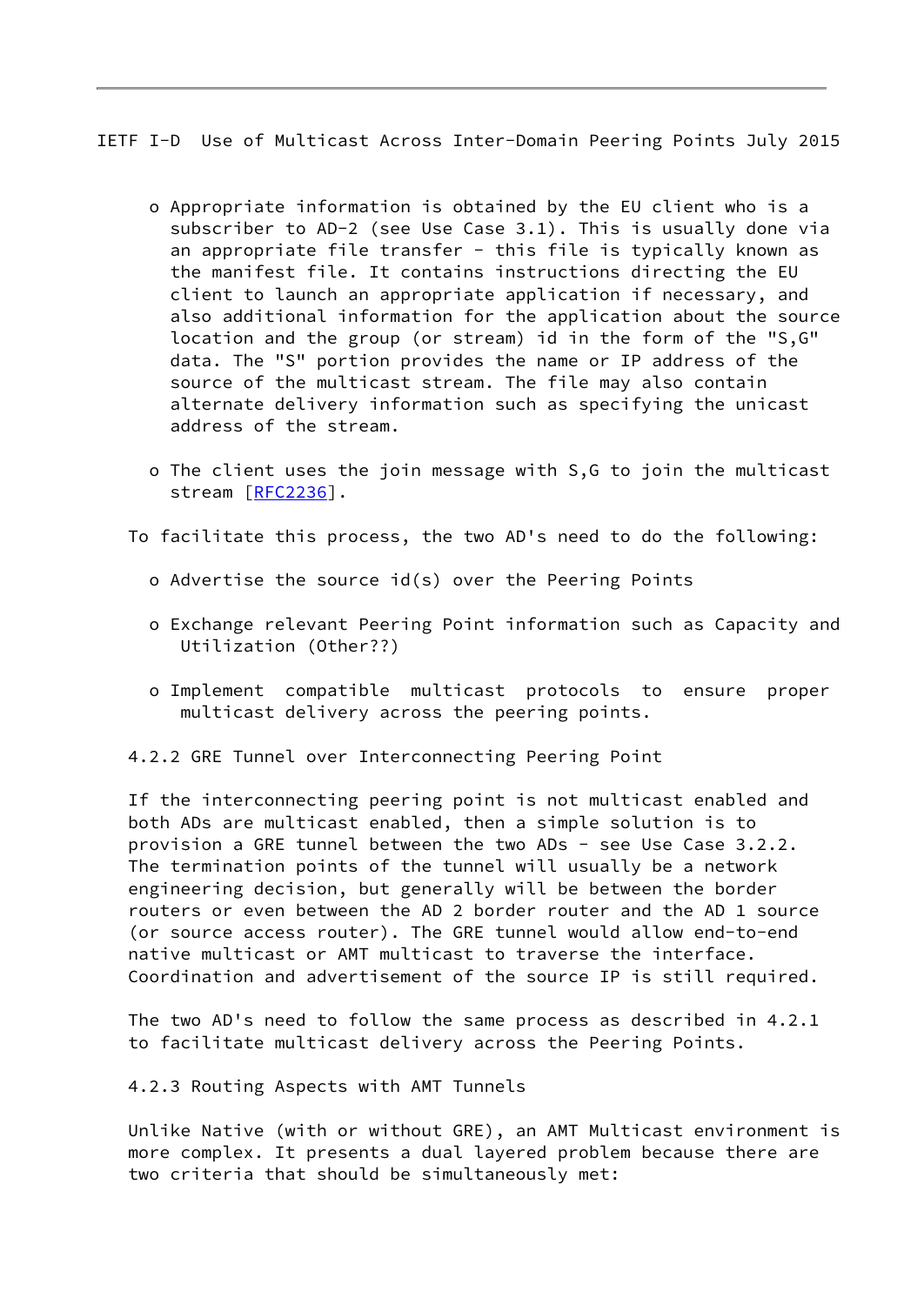- Appropriate information is obtained by the EU client who is a subscriber to AD-2 (see Use Case 3.1). This is usually done via an appropriate file transfer - this file is typically known as the manifest file. It contains instructions directing the EU client to launch an appropriate application if necessary, and also additional information for the application about the source location and the group (or stream) id in the form of the "S,G" data. The "S" portion provides the name or IP address of the source of the multicast stream. The file may also contain alternate delivery information such as specifying the unicast address of the stream.

- The client uses the join message with S,G to join the multicast stream [RFC2236].

To facilitate this process, the two AD's need to do the following:

- Advertise the source id(s) over the Peering Points

- Exchange relevant Peering Point information such as Capacity and Utilization (Other??)

- Implement compatible multicast protocols to ensure proper multicast delivery across the peering points.

### 4.2.2 GRE Tunnel over Interconnecting Peering Point

If the interconnecting peering point is not multicast enabled and both ADs are multicast enabled, then a simple solution is to provision a GRE tunnel between the two ADs - see Use Case 3.2.2. The termination points of the tunnel will usually be a network engineering decision, but generally will be between the border routers or even between the AD 2 border router and the AD 1 source (or source access router). The GRE tunnel would allow end-to-end native multicast or AMT multicast to traverse the interface. Coordination and advertisement of the source IP is still required.

The two AD's need to follow the same process as described in 4.2.1 to facilitate multicast delivery across the Peering Points.

### 4.2.3 Routing Aspects with AMT Tunnels

Unlike Native (with or without GRE), an AMT Multicast environment is more complex. It presents a dual layered problem because there are two criteria that should be simultaneously met: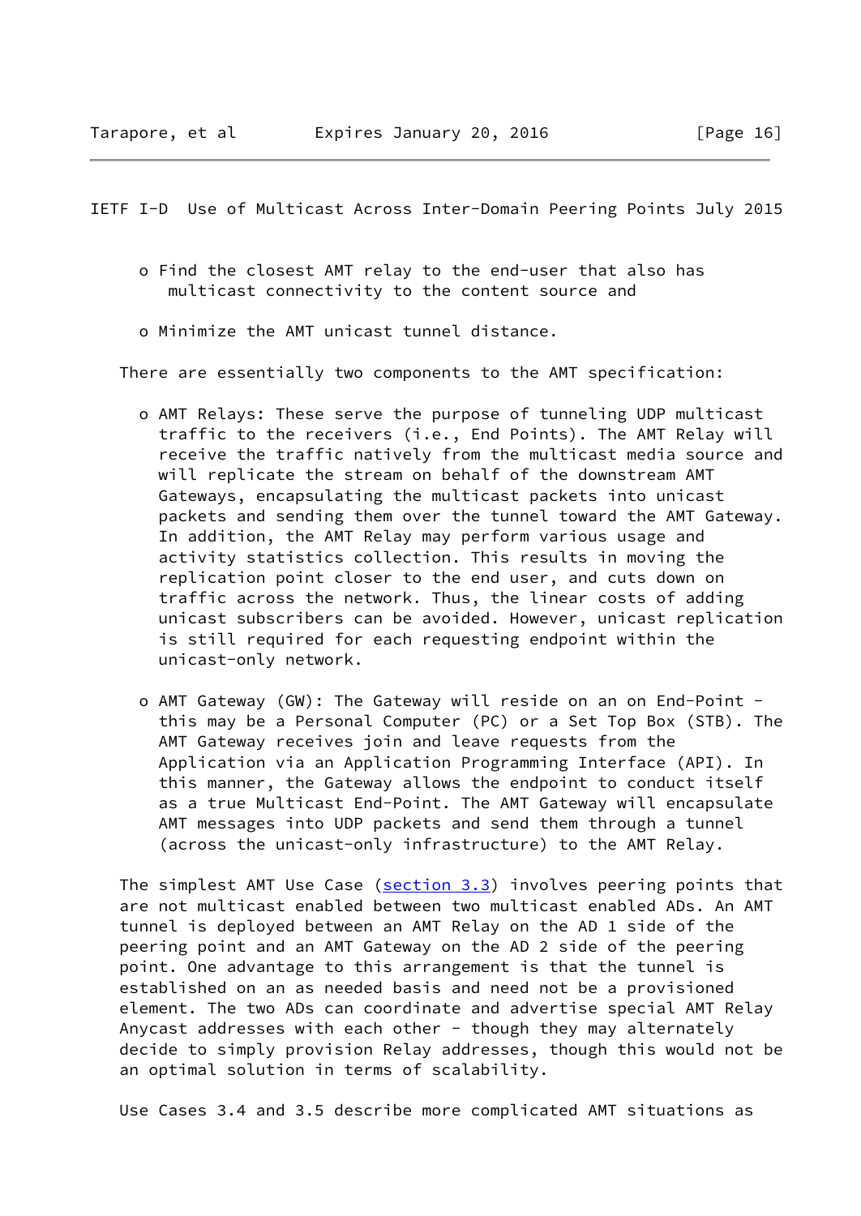- Find the closest AMT relay to the end-user that also has multicast connectivity to the content source and

- Minimize the AMT unicast tunnel distance.

There are essentially two components to the AMT specification:

- AMT Relays: These serve the purpose of tunneling UDP multicast traffic to the receivers (i.e., End Points). The AMT Relay will receive the traffic natively from the multicast media source and will replicate the stream on behalf of the downstream AMT Gateways, encapsulating the multicast packets into unicast packets and sending them over the tunnel toward the AMT Gateway. In addition, the AMT Relay may perform various usage and activity statistics collection. This results in moving the replication point closer to the end user, and cuts down on traffic across the network. Thus, the linear costs of adding unicast subscribers can be avoided. However, unicast replication is still required for each requesting endpoint within the unicast-only network.

- AMT Gateway (GW): The Gateway will reside on an on End-Point - this may be a Personal Computer (PC) or a Set Top Box (STB). The AMT Gateway receives join and leave requests from the Application via an Application Programming Interface (API). In this manner, the Gateway allows the endpoint to conduct itself as a true Multicast End-Point. The AMT Gateway will encapsulate AMT messages into UDP packets and send them through a tunnel (across the unicast-only infrastructure) to the AMT Relay.

The simplest AMT Use Case (section 3.3) involves peering points that are not multicast enabled between two multicast enabled ADs. An AMT tunnel is deployed between an AMT Relay on the AD 1 side of the peering point and an AMT Gateway on the AD 2 side of the peering point. One advantage to this arrangement is that the tunnel is established on an as needed basis and need not be a provisioned element. The two ADs can coordinate and advertise special AMT Relay Anycast addresses with each other - though they may alternately decide to simply provision Relay addresses, though this would not be an optimal solution in terms of scalability.

Use Cases 3.4 and 3.5 describe more complicated AMT situations as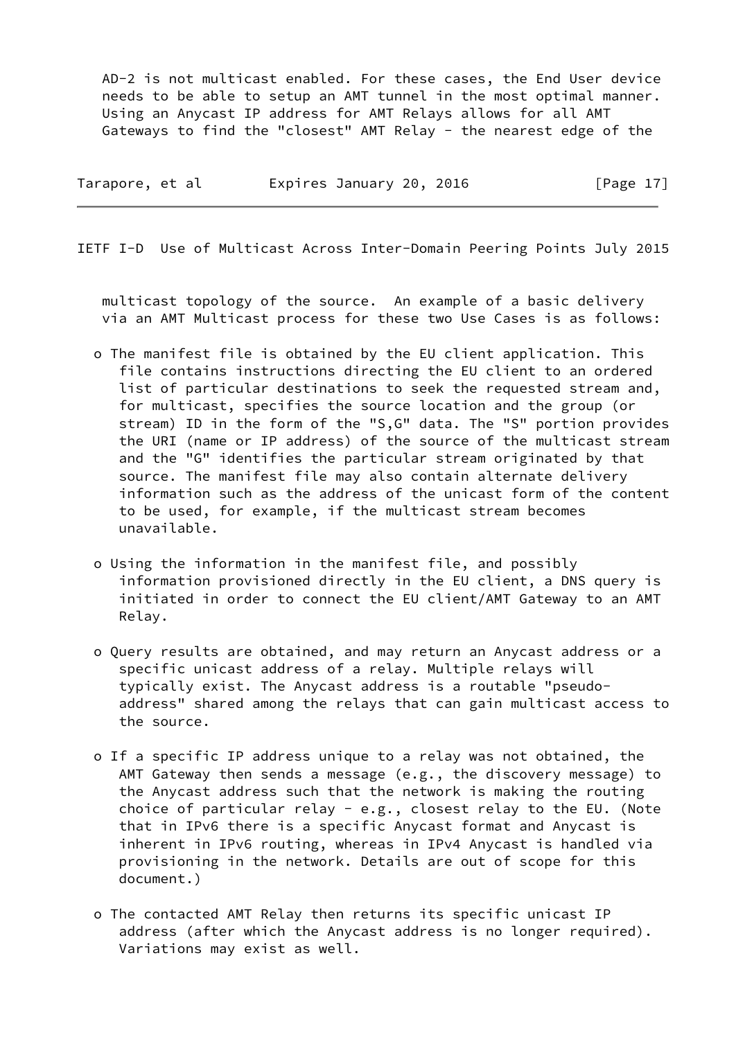AD-2 is not multicast enabled. For these cases, the End User device needs to be able to setup an AMT tunnel in the most optimal manner. Using an Anycast IP address for AMT Relays allows for all AMT Gateways to find the "closest" AMT Relay - the nearest edge of the multicast topology of the source. An example of a basic delivery via an AMT Multicast process for these two Use Cases is as follows:

- The manifest file is obtained by the EU client application. This file contains instructions directing the EU client to an ordered list of particular destinations to seek the requested stream and, for multicast, specifies the source location and the group (or stream) ID in the form of the "S,G" data. The "S" portion provides the URI (name or IP address) of the source of the multicast stream and the "G" identifies the particular stream originated by that source. The manifest file may also contain alternate delivery information such as the address of the unicast form of the content to be used, for example, if the multicast stream becomes unavailable.

- Using the information in the manifest file, and possibly information provisioned directly in the EU client, a DNS query is initiated in order to connect the EU client/AMT Gateway to an AMT Relay.

- Query results are obtained, and may return an Anycast address or a specific unicast address of a relay. Multiple relays will typically exist. The Anycast address is a routable "pseudo-address" shared among the relays that can gain multicast access to the source.

- If a specific IP address unique to a relay was not obtained, the AMT Gateway then sends a message (e.g., the discovery message) to the Anycast address such that the network is making the routing choice of particular relay - e.g., closest relay to the EU. (Note that in IPv6 there is a specific Anycast format and Anycast is inherent in IPv6 routing, whereas in IPv4 Anycast is handled via provisioning in the network. Details are out of scope for this document.)

- The contacted AMT Relay then returns its specific unicast IP address (after which the Anycast address is no longer required). Variations may exist as well.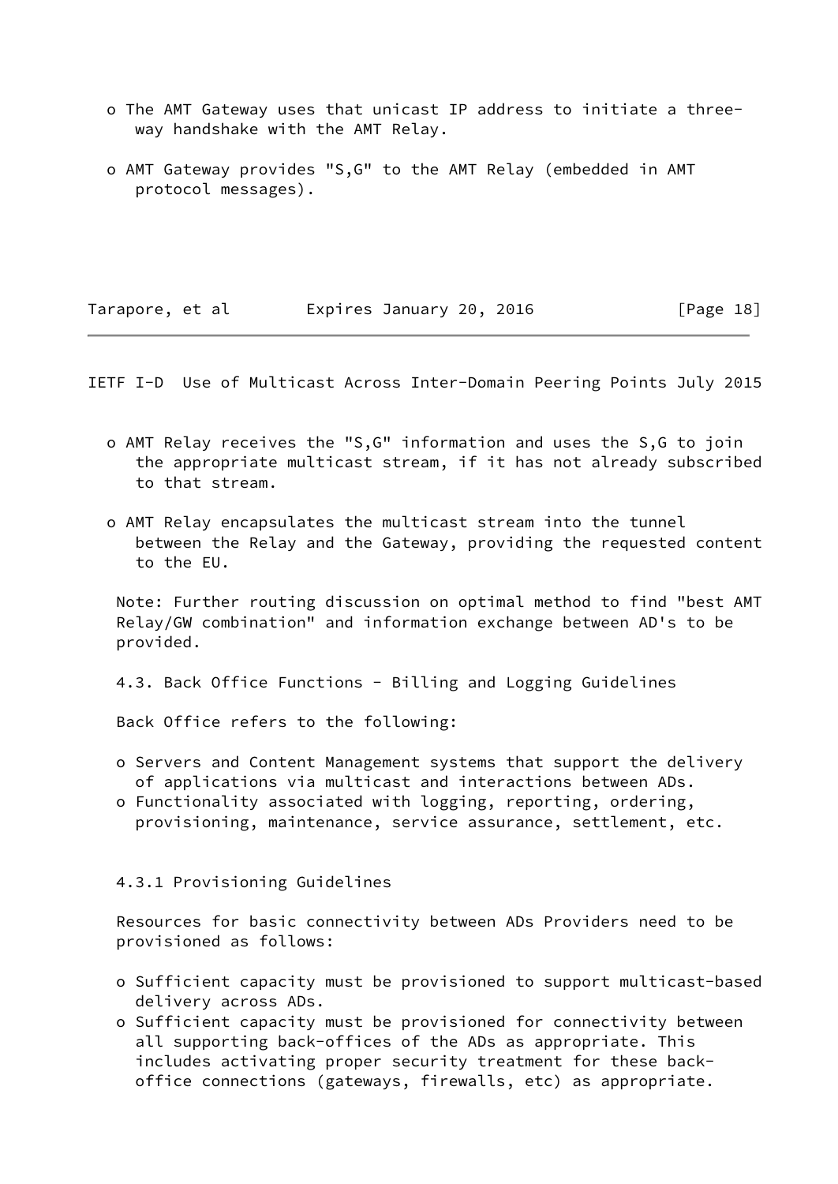- The AMT Gateway uses that unicast IP address to initiate a three-way handshake with the AMT Relay.
- AMT Gateway provides "S,G" to the AMT Relay (embedded in AMT protocol messages).
- AMT Relay receives the "S,G" information and uses the S,G to join the appropriate multicast stream, if it has not already subscribed to that stream.
- AMT Relay encapsulates the multicast stream into the tunnel between the Relay and the Gateway, providing the requested content to the EU.

Note: Further routing discussion on optimal method to find "best AMT Relay/GW combination" and information exchange between AD's to be provided.

### 4.3. Back Office Functions - Billing and Logging Guidelines

Back Office refers to the following:

- Servers and Content Management systems that support the delivery of applications via multicast and interactions between ADs.
- Functionality associated with logging, reporting, ordering, provisioning, maintenance, service assurance, settlement, etc.

#### 4.3.1 Provisioning Guidelines

Resources for basic connectivity between ADs Providers need to be provisioned as follows:

- Sufficient capacity must be provisioned to support multicast-based delivery across ADs.
- Sufficient capacity must be provisioned for connectivity between all supporting back-offices of the ADs as appropriate. This includes activating proper security treatment for these back-office connections (gateways, firewalls, etc) as appropriate.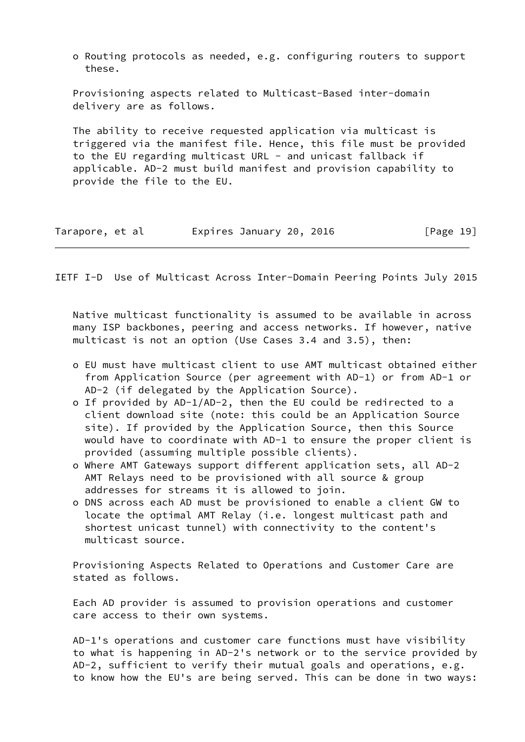- Routing protocols as needed, e.g. configuring routers to support these.

Provisioning aspects related to Multicast-Based inter-domain delivery are as follows.

The ability to receive requested application via multicast is triggered via the manifest file. Hence, this file must be provided to the EU regarding multicast URL - and unicast fallback if applicable. AD-2 must build manifest and provision capability to provide the file to the EU.

Native multicast functionality is assumed to be available in across many ISP backbones, peering and access networks. If however, native multicast is not an option (Use Cases 3.4 and 3.5), then:

- EU must have multicast client to use AMT multicast obtained either from Application Source (per agreement with AD-1) or from AD-1 or AD-2 (if delegated by the Application Source).
- If provided by AD-1/AD-2, then the EU could be redirected to a client download site (note: this could be an Application Source site). If provided by the Application Source, then this Source would have to coordinate with AD-1 to ensure the proper client is provided (assuming multiple possible clients).
- Where AMT Gateways support different application sets, all AD-2 AMT Relays need to be provisioned with all source & group addresses for streams it is allowed to join.
- DNS across each AD must be provisioned to enable a client GW to locate the optimal AMT Relay (i.e. longest multicast path and shortest unicast tunnel) with connectivity to the content's multicast source.

Provisioning Aspects Related to Operations and Customer Care are stated as follows.

Each AD provider is assumed to provision operations and customer care access to their own systems.

AD-1's operations and customer care functions must have visibility to what is happening in AD-2's network or to the service provided by AD-2, sufficient to verify their mutual goals and operations, e.g. to know how the EU's are being served. This can be done in two ways: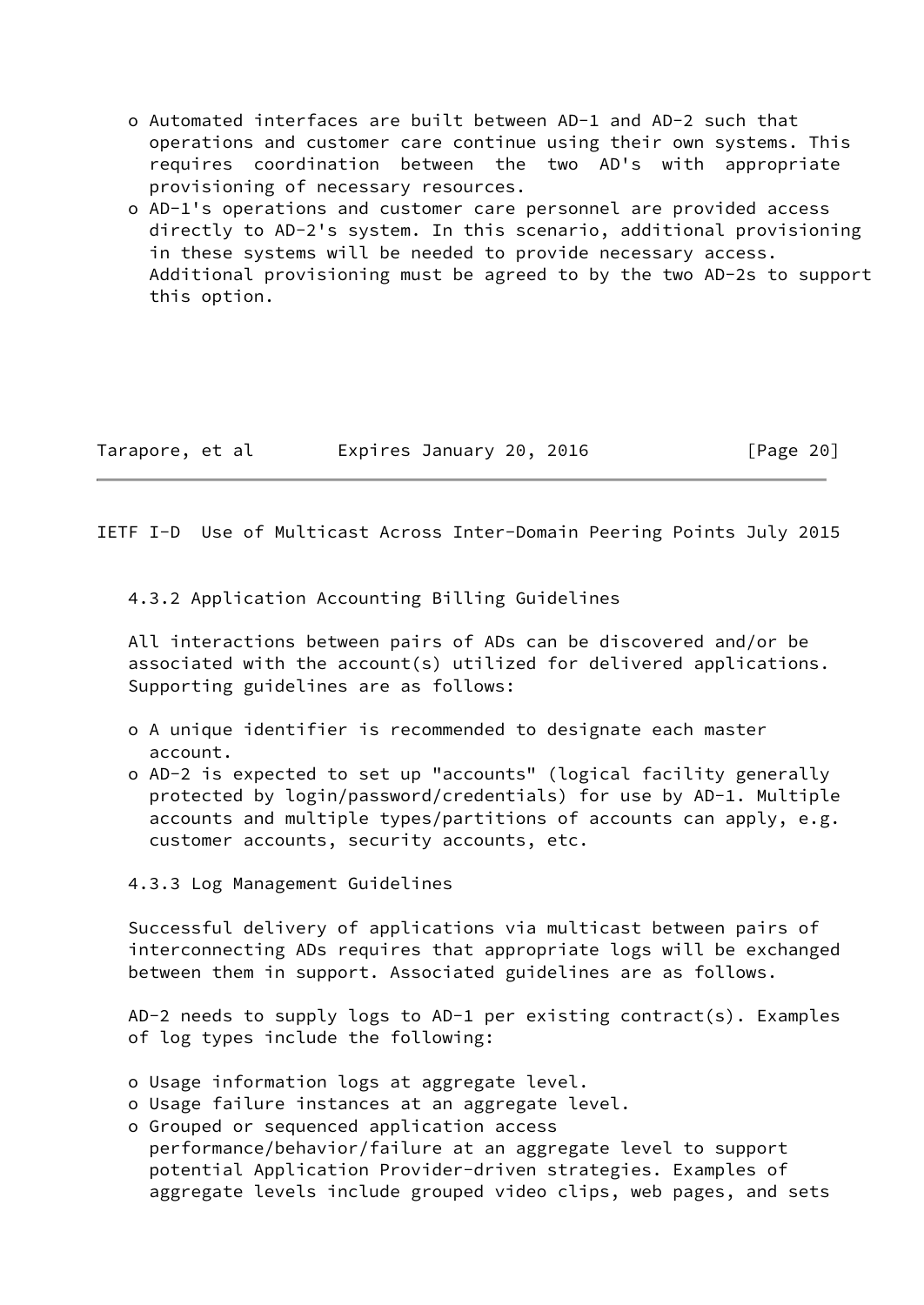- Automated interfaces are built between AD-1 and AD-2 such that operations and customer care continue using their own systems. This requires coordination between the two AD's with appropriate provisioning of necessary resources.
- AD-1's operations and customer care personnel are provided access directly to AD-2's system. In this scenario, additional provisioning in these systems will be needed to provide necessary access. Additional provisioning must be agreed to by the two AD-2s to support this option.

### 4.3.2 Application Accounting Billing Guidelines

All interactions between pairs of ADs can be discovered and/or be associated with the account(s) utilized for delivered applications. Supporting guidelines are as follows:

- A unique identifier is recommended to designate each master account.
- AD-2 is expected to set up "accounts" (logical facility generally protected by login/password/credentials) for use by AD-1. Multiple accounts and multiple types/partitions of accounts can apply, e.g. customer accounts, security accounts, etc.

### 4.3.3 Log Management Guidelines

Successful delivery of applications via multicast between pairs of interconnecting ADs requires that appropriate logs will be exchanged between them in support. Associated guidelines are as follows.

AD-2 needs to supply logs to AD-1 per existing contract(s). Examples of log types include the following:

- Usage information logs at aggregate level.
- Usage failure instances at an aggregate level.
- Grouped or sequenced application access performance/behavior/failure at an aggregate level to support potential Application Provider-driven strategies. Examples of aggregate levels include grouped video clips, web pages, and sets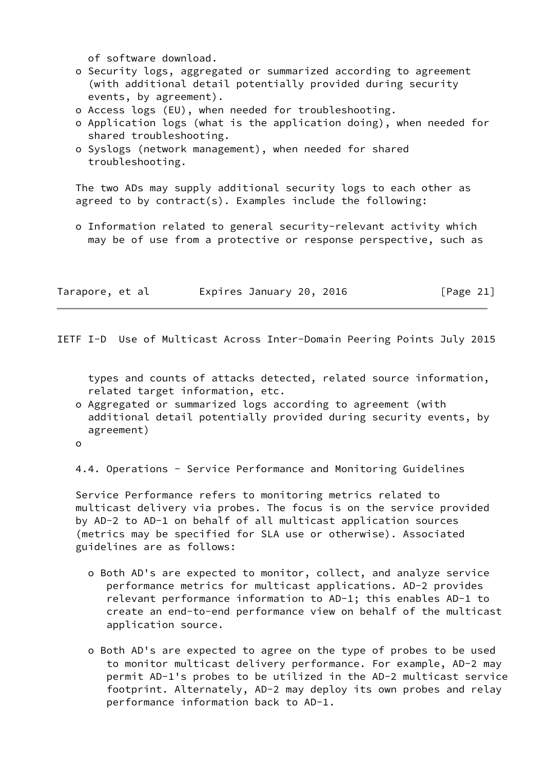of software download.

- Security logs, aggregated or summarized according to agreement (with additional detail potentially provided during security events, by agreement).
- Access logs (EU), when needed for troubleshooting.
- Application logs (what is the application doing), when needed for shared troubleshooting.
- Syslogs (network management), when needed for shared troubleshooting.

The two ADs may supply additional security logs to each other as agreed to by contract(s). Examples include the following:

- Information related to general security-relevant activity which may be of use from a protective or response perspective, such as types and counts of attacks detected, related source information, related target information, etc.
- Aggregated or summarized logs according to agreement (with additional detail potentially provided during security events, by agreement)
- 

### 4.4. Operations - Service Performance and Monitoring Guidelines

Service Performance refers to monitoring metrics related to multicast delivery via probes. The focus is on the service provided by AD-2 to AD-1 on behalf of all multicast application sources (metrics may be specified for SLA use or otherwise). Associated guidelines are as follows:

- Both AD's are expected to monitor, collect, and analyze service performance metrics for multicast applications. AD-2 provides relevant performance information to AD-1; this enables AD-1 to create an end-to-end performance view on behalf of the multicast application source.

- Both AD's are expected to agree on the type of probes to be used to monitor multicast delivery performance. For example, AD-2 may permit AD-1's probes to be utilized in the AD-2 multicast service footprint. Alternately, AD-2 may deploy its own probes and relay performance information back to AD-1.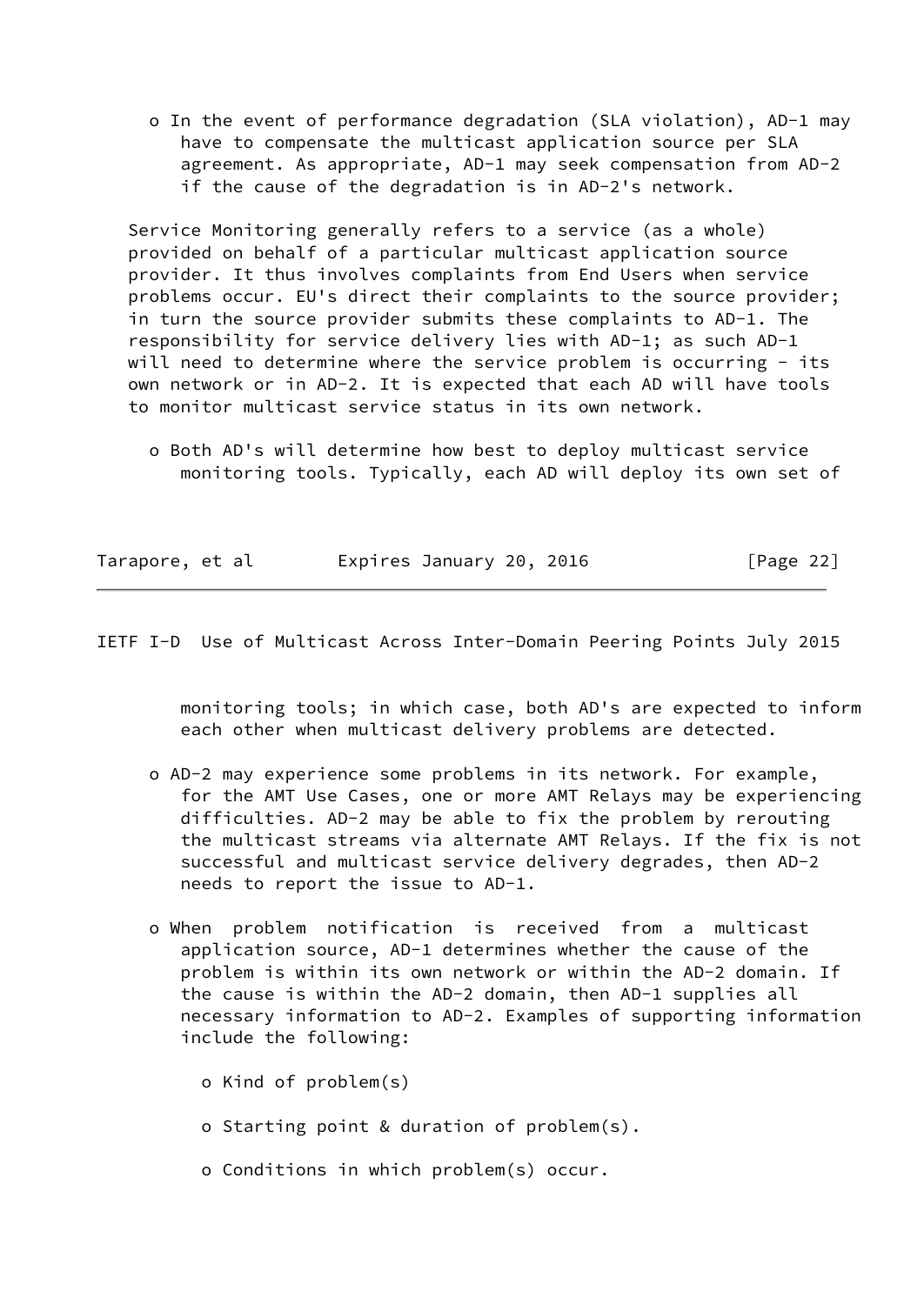- In the event of performance degradation (SLA violation), AD-1 may have to compensate the multicast application source per SLA agreement. As appropriate, AD-1 may seek compensation from AD-2 if the cause of the degradation is in AD-2's network.

Service Monitoring generally refers to a service (as a whole) provided on behalf of a particular multicast application source provider. It thus involves complaints from End Users when service problems occur. EU's direct their complaints to the source provider; in turn the source provider submits these complaints to AD-1. The responsibility for service delivery lies with AD-1; as such AD-1 will need to determine where the service problem is occurring - its own network or in AD-2. It is expected that each AD will have tools to monitor multicast service status in its own network.

- Both AD's will determine how best to deploy multicast service monitoring tools. Typically, each AD will deploy its own set of monitoring tools; in which case, both AD's are expected to inform each other when multicast delivery problems are detected.

- AD-2 may experience some problems in its network. For example, for the AMT Use Cases, one or more AMT Relays may be experiencing difficulties. AD-2 may be able to fix the problem by rerouting the multicast streams via alternate AMT Relays. If the fix is not successful and multicast service delivery degrades, then AD-2 needs to report the issue to AD-1.

- When problem notification is received from a multicast application source, AD-1 determines whether the cause of the problem is within its own network or within the AD-2 domain. If the cause is within the AD-2 domain, then AD-1 supplies all necessary information to AD-2. Examples of supporting information include the following:

  - Kind of problem(s)

  - Starting point & duration of problem(s).

  - Conditions in which problem(s) occur.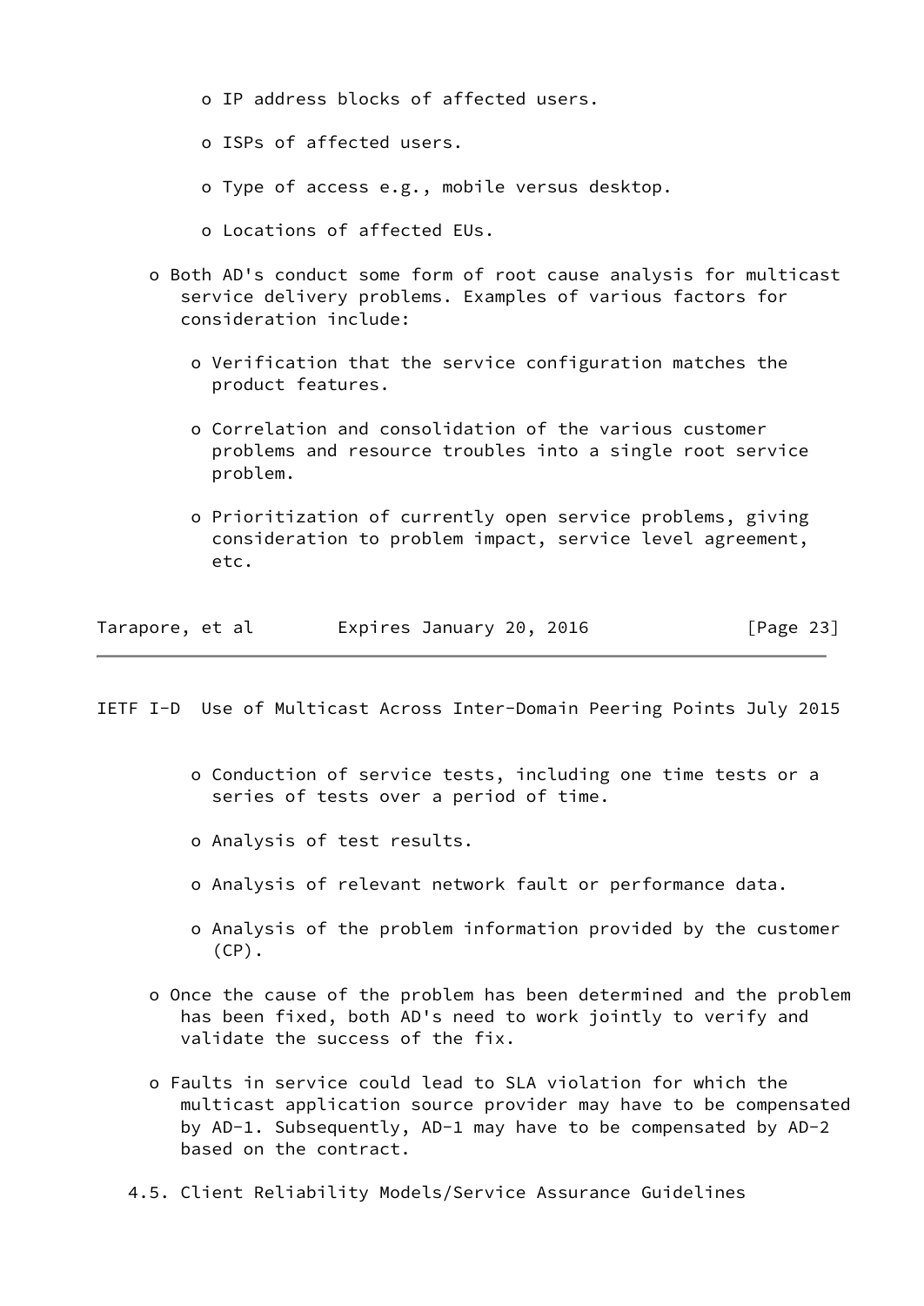- IP address blocks of affected users.

- ISPs of affected users.

- Type of access e.g., mobile versus desktop.

- Locations of affected EUs.

- Both AD's conduct some form of root cause analysis for multicast service delivery problems. Examples of various factors for consideration include:

  - Verification that the service configuration matches the product features.

  - Correlation and consolidation of the various customer problems and resource troubles into a single root service problem.

  - Prioritization of currently open service problems, giving consideration to problem impact, service level agreement, etc.

  - Conduction of service tests, including one time tests or a series of tests over a period of time.

  - Analysis of test results.

  - Analysis of relevant network fault or performance data.

  - Analysis of the problem information provided by the customer (CP).

- Once the cause of the problem has been determined and the problem has been fixed, both AD's need to work jointly to verify and validate the success of the fix.

- Faults in service could lead to SLA violation for which the multicast application source provider may have to be compensated by AD-1. Subsequently, AD-1 may have to be compensated by AD-2 based on the contract.

## 4.5. Client Reliability Models/Service Assurance Guidelines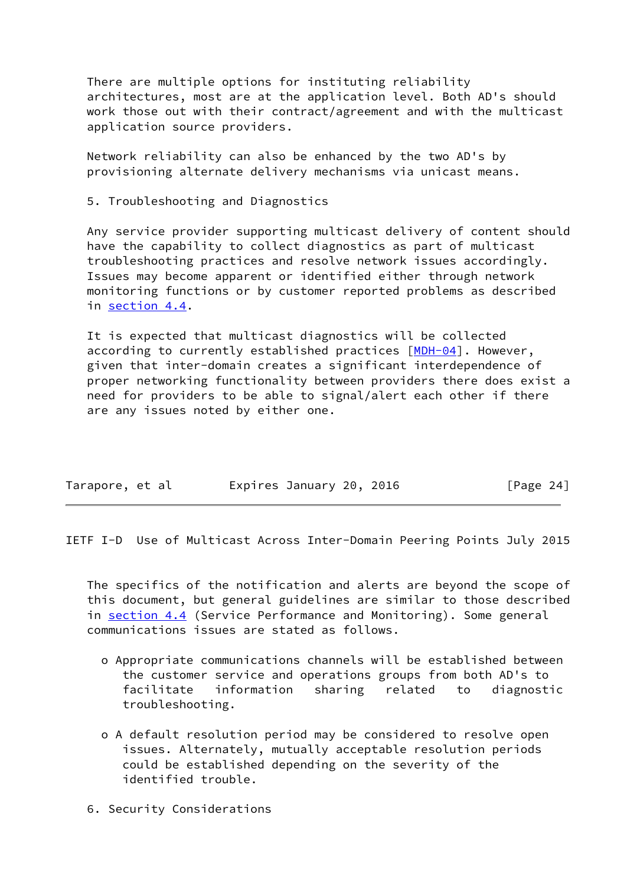There are multiple options for instituting reliability architectures, most are at the application level. Both AD's should work those out with their contract/agreement and with the multicast application source providers.

Network reliability can also be enhanced by the two AD's by provisioning alternate delivery mechanisms via unicast means.

## 5. Troubleshooting and Diagnostics

Any service provider supporting multicast delivery of content should have the capability to collect diagnostics as part of multicast troubleshooting practices and resolve network issues accordingly. Issues may become apparent or identified either through network monitoring functions or by customer reported problems as described in section 4.4.

It is expected that multicast diagnostics will be collected according to currently established practices [MDH-04]. However, given that inter-domain creates a significant interdependence of proper networking functionality between providers there does exist a need for providers to be able to signal/alert each other if there are any issues noted by either one.

The specifics of the notification and alerts are beyond the scope of this document, but general guidelines are similar to those described in section 4.4 (Service Performance and Monitoring). Some general communications issues are stated as follows.

- Appropriate communications channels will be established between the customer service and operations groups from both AD's to facilitate information sharing related to diagnostic troubleshooting.

- A default resolution period may be considered to resolve open issues. Alternately, mutually acceptable resolution periods could be established depending on the severity of the identified trouble.

## 6. Security Considerations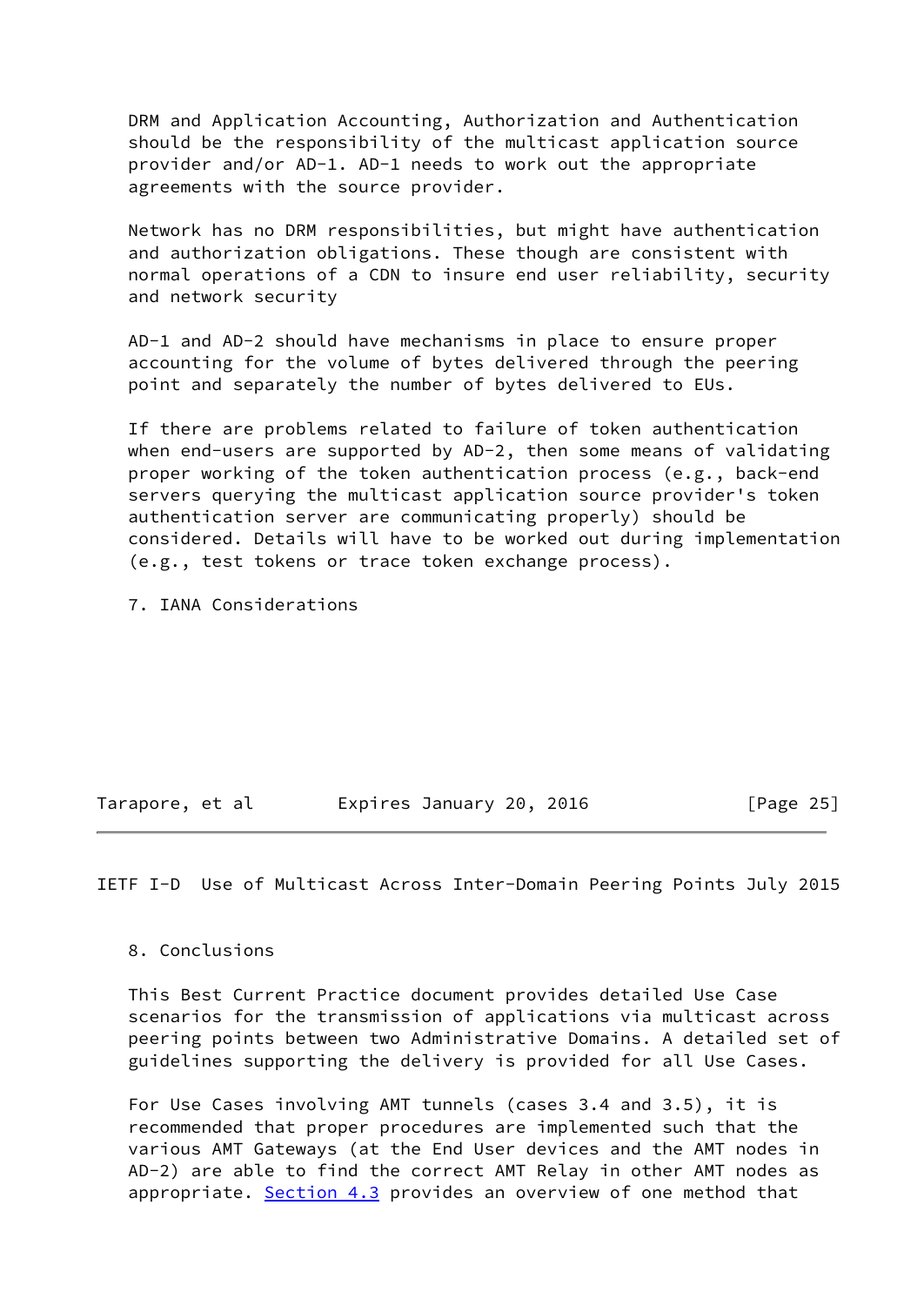DRM and Application Accounting, Authorization and Authentication should be the responsibility of the multicast application source provider and/or AD-1. AD-1 needs to work out the appropriate agreements with the source provider.

Network has no DRM responsibilities, but might have authentication and authorization obligations. These though are consistent with normal operations of a CDN to insure end user reliability, security and network security

AD-1 and AD-2 should have mechanisms in place to ensure proper accounting for the volume of bytes delivered through the peering point and separately the number of bytes delivered to EUs.

If there are problems related to failure of token authentication when end-users are supported by AD-2, then some means of validating proper working of the token authentication process (e.g., back-end servers querying the multicast application source provider's token authentication server are communicating properly) should be considered. Details will have to be worked out during implementation (e.g., test tokens or trace token exchange process).

## 7. IANA Considerations

## 8. Conclusions

This Best Current Practice document provides detailed Use Case scenarios for the transmission of applications via multicast across peering points between two Administrative Domains. A detailed set of guidelines supporting the delivery is provided for all Use Cases.

For Use Cases involving AMT tunnels (cases 3.4 and 3.5), it is recommended that proper procedures are implemented such that the various AMT Gateways (at the End User devices and the AMT nodes in AD-2) are able to find the correct AMT Relay in other AMT nodes as appropriate. Section 4.3 provides an overview of one method that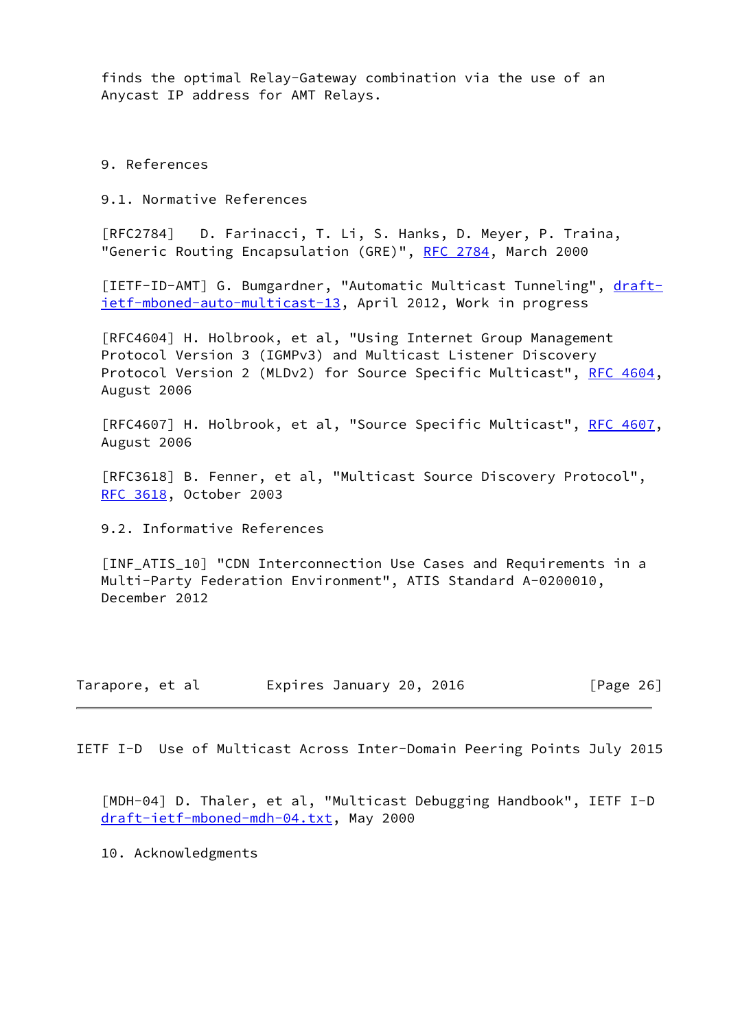finds the optimal Relay-Gateway combination via the use of an Anycast IP address for AMT Relays.

# 9. References

## 9.1. Normative References

[RFC2784] D. Farinacci, T. Li, S. Hanks, D. Meyer, P. Traina, "Generic Routing Encapsulation (GRE)", RFC 2784, March 2000

[IETF-ID-AMT] G. Bumgardner, "Automatic Multicast Tunneling", draft-ietf-mboned-auto-multicast-13, April 2012, Work in progress

[RFC4604] H. Holbrook, et al, "Using Internet Group Management Protocol Version 3 (IGMPv3) and Multicast Listener Discovery Protocol Version 2 (MLDv2) for Source Specific Multicast", RFC 4604, August 2006

[RFC4607] H. Holbrook, et al, "Source Specific Multicast", RFC 4607, August 2006

[RFC3618] B. Fenner, et al, "Multicast Source Discovery Protocol", RFC 3618, October 2003

## 9.2. Informative References

[INF_ATIS_10] "CDN Interconnection Use Cases and Requirements in a Multi-Party Federation Environment", ATIS Standard A-0200010, December 2012

[MDH-04] D. Thaler, et al, "Multicast Debugging Handbook", IETF I-D draft-ietf-mboned-mdh-04.txt, May 2000

# 10. Acknowledgments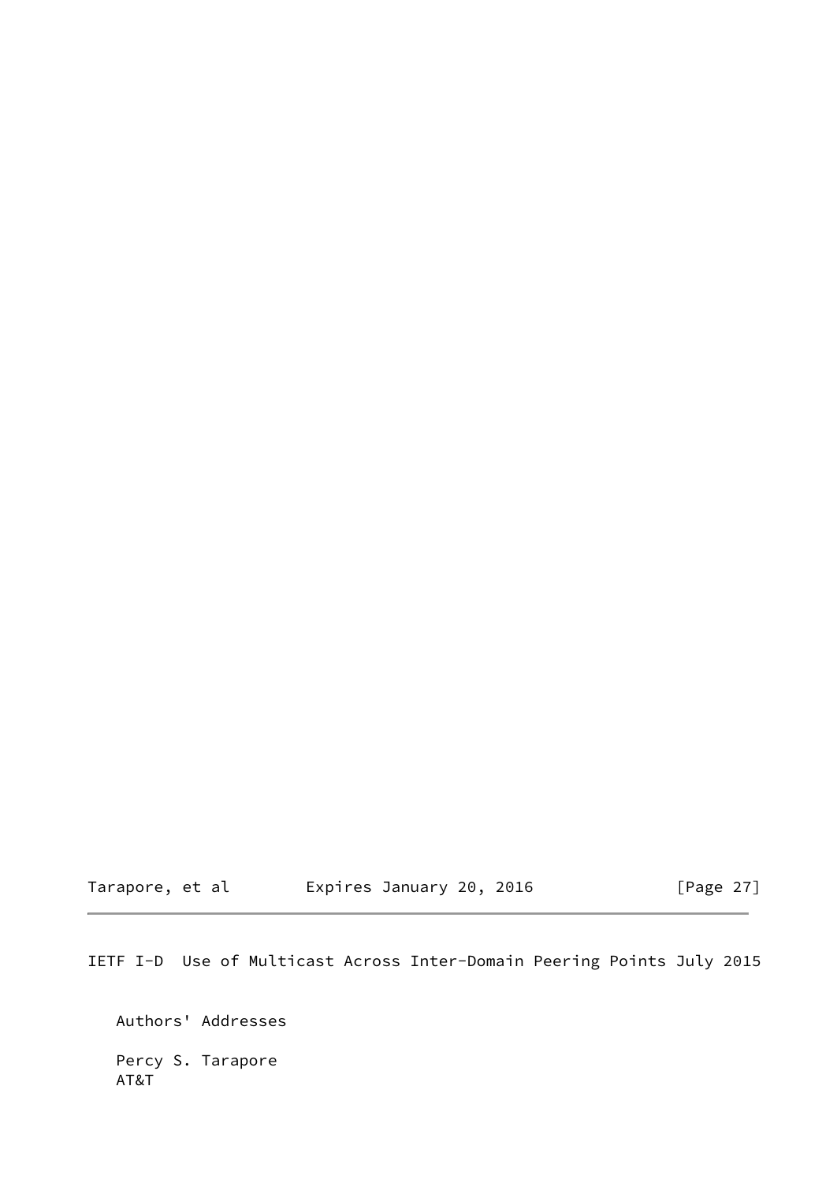Authors' Addresses

Percy S. Tarapore
AT&T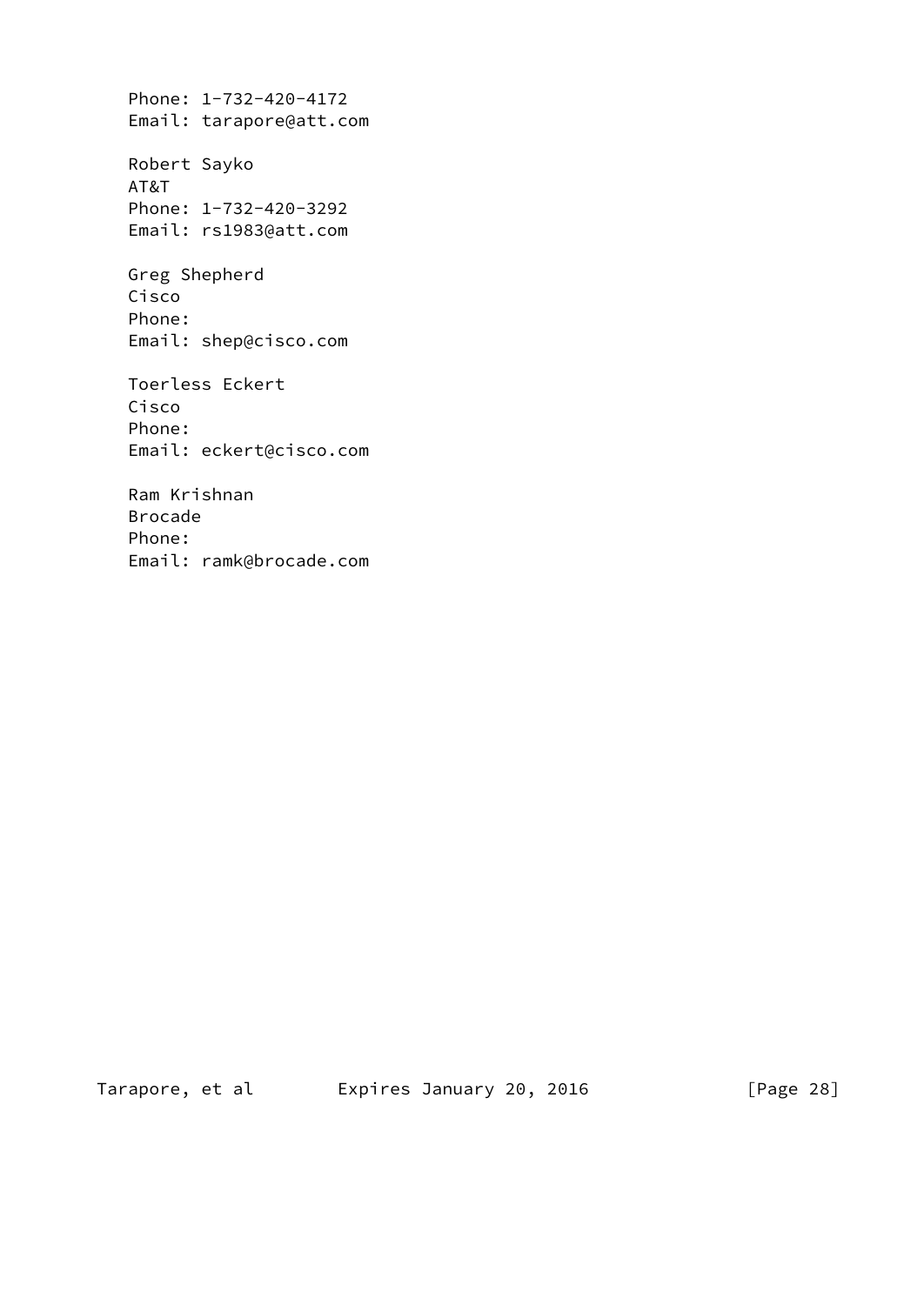Phone: 1-732-420-4172
Email: tarapore@att.com

Robert Sayko
AT&T
Phone: 1-732-420-3292
Email: rs1983@att.com

Greg Shepherd
Cisco
Phone:
Email: shep@cisco.com

Toerless Eckert
Cisco
Phone:
Email: eckert@cisco.com

Ram Krishnan
Brocade
Phone:
Email: ramk@brocade.com